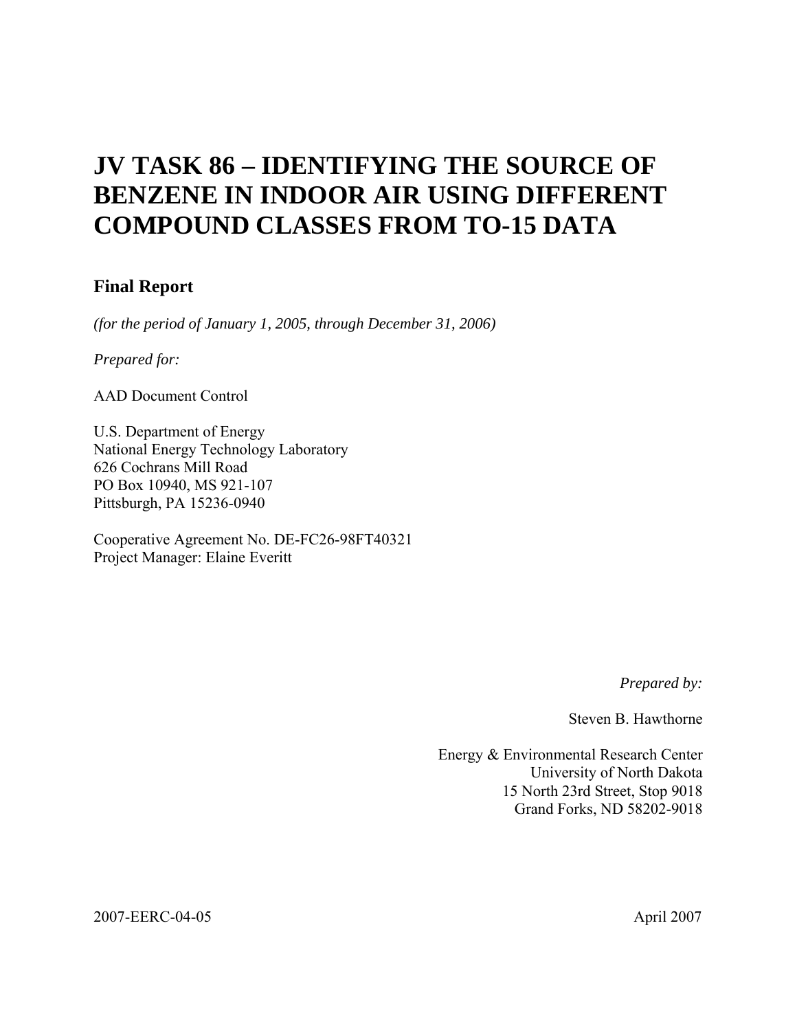# JV TASK 86 – IDENTIFYING THE SOURCE OF BENZENE IN INDOOR AIR USING DIFFERENT COMPOUND CLASSES FROM TO-15 DATA

## Final Report

*(for the period of January 1, 2005, through December 31, 2006)*

*Prepared for:*

AAD Document Control

U.S. Department of Energy
National Energy Technology Laboratory
626 Cochrans Mill Road
PO Box 10940, MS 921-107
Pittsburgh, PA 15236-0940

Cooperative Agreement No. DE-FC26-98FT40321
Project Manager: Elaine Everitt

*Prepared by:*

Steven B. Hawthorne

Energy & Environmental Research Center
University of North Dakota
15 North 23rd Street, Stop 9018
Grand Forks, ND 58202-9018

2007-EERC-04-05

April 2007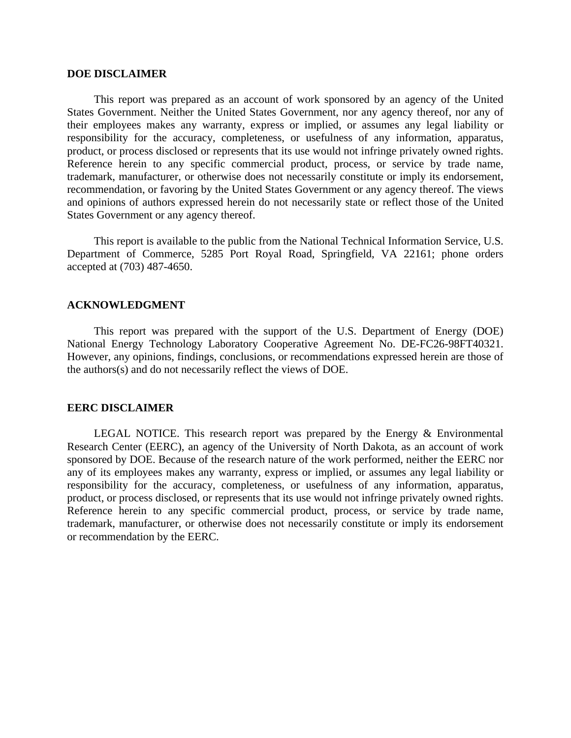## DOE DISCLAIMER

This report was prepared as an account of work sponsored by an agency of the United States Government. Neither the United States Government, nor any agency thereof, nor any of their employees makes any warranty, express or implied, or assumes any legal liability or responsibility for the accuracy, completeness, or usefulness of any information, apparatus, product, or process disclosed or represents that its use would not infringe privately owned rights. Reference herein to any specific commercial product, process, or service by trade name, trademark, manufacturer, or otherwise does not necessarily constitute or imply its endorsement, recommendation, or favoring by the United States Government or any agency thereof. The views and opinions of authors expressed herein do not necessarily state or reflect those of the United States Government or any agency thereof.

This report is available to the public from the National Technical Information Service, U.S. Department of Commerce, 5285 Port Royal Road, Springfield, VA 22161; phone orders accepted at (703) 487-4650.

## ACKNOWLEDGMENT

This report was prepared with the support of the U.S. Department of Energy (DOE) National Energy Technology Laboratory Cooperative Agreement No. DE-FC26-98FT40321. However, any opinions, findings, conclusions, or recommendations expressed herein are those of the authors(s) and do not necessarily reflect the views of DOE.

## EERC DISCLAIMER

LEGAL NOTICE. This research report was prepared by the Energy & Environmental Research Center (EERC), an agency of the University of North Dakota, as an account of work sponsored by DOE. Because of the research nature of the work performed, neither the EERC nor any of its employees makes any warranty, express or implied, or assumes any legal liability or responsibility for the accuracy, completeness, or usefulness of any information, apparatus, product, or process disclosed, or represents that its use would not infringe privately owned rights. Reference herein to any specific commercial product, process, or service by trade name, trademark, manufacturer, or otherwise does not necessarily constitute or imply its endorsement or recommendation by the EERC.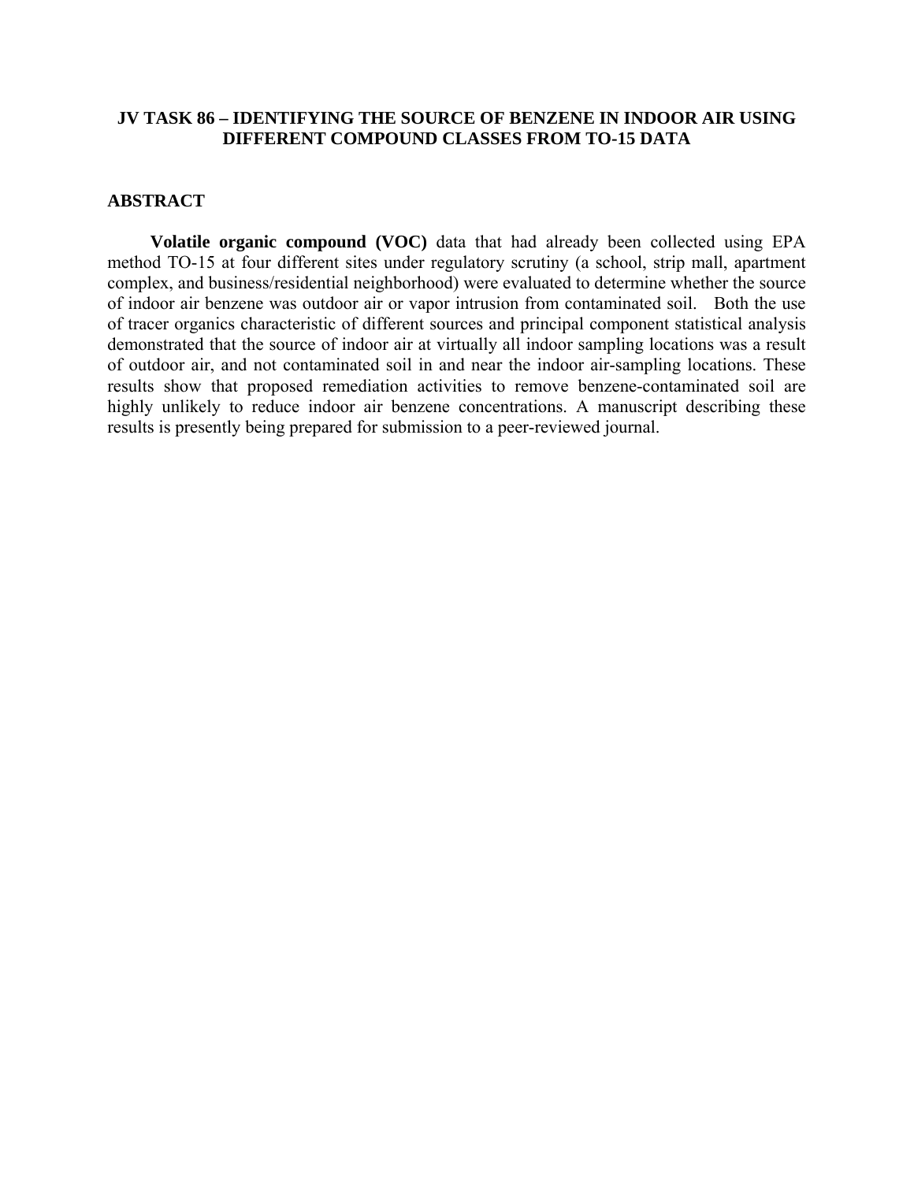# JV TASK 86 – IDENTIFYING THE SOURCE OF BENZENE IN INDOOR AIR USING DIFFERENT COMPOUND CLASSES FROM TO-15 DATA

## ABSTRACT

**Volatile organic compound (VOC)** data that had already been collected using EPA method TO-15 at four different sites under regulatory scrutiny (a school, strip mall, apartment complex, and business/residential neighborhood) were evaluated to determine whether the source of indoor air benzene was outdoor air or vapor intrusion from contaminated soil. Both the use of tracer organics characteristic of different sources and principal component statistical analysis demonstrated that the source of indoor air at virtually all indoor sampling locations was a result of outdoor air, and not contaminated soil in and near the indoor air-sampling locations. These results show that proposed remediation activities to remove benzene-contaminated soil are highly unlikely to reduce indoor air benzene concentrations. A manuscript describing these results is presently being prepared for submission to a peer-reviewed journal.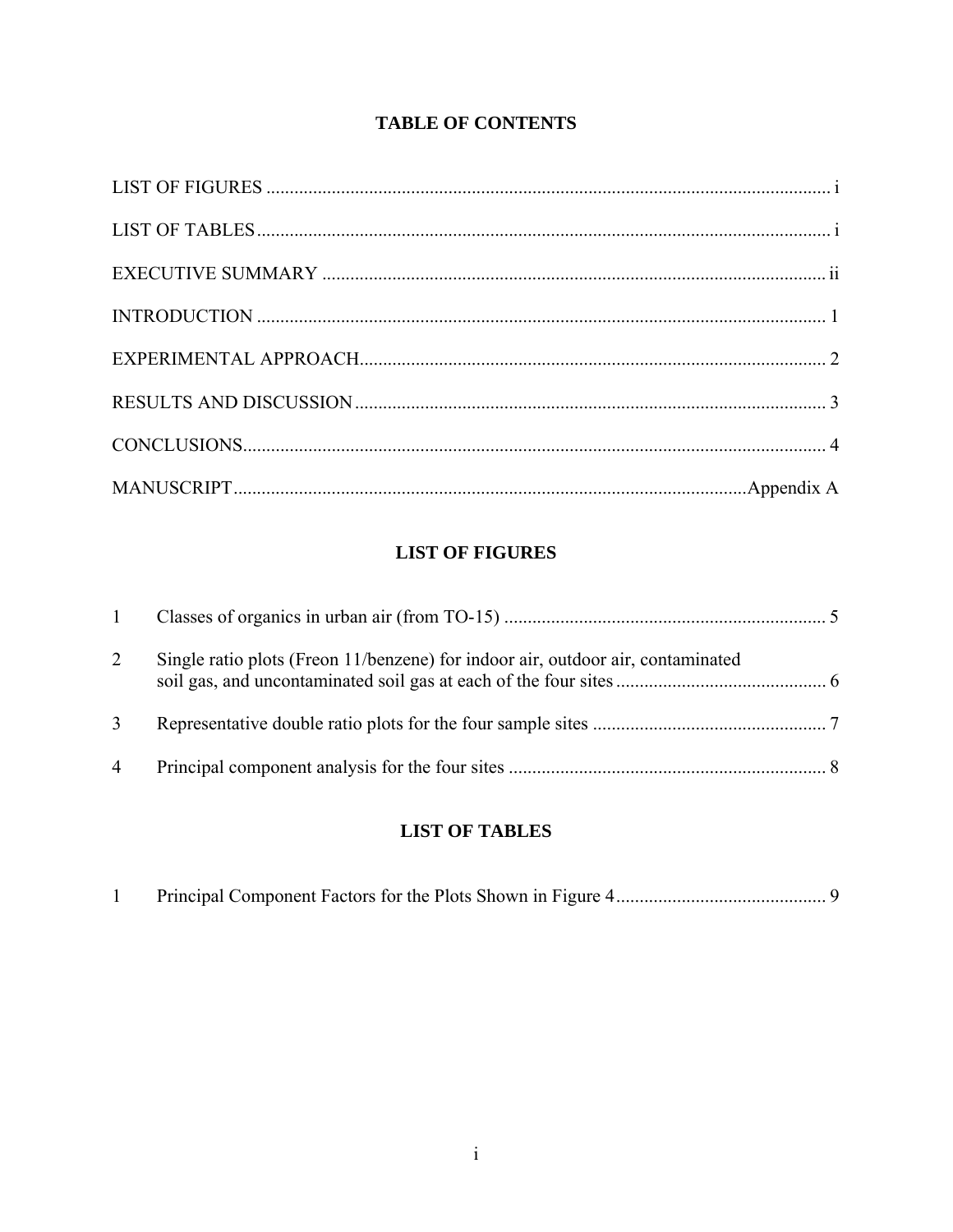## TABLE OF CONTENTS

| | |
|---|---|
| LIST OF FIGURES | i |
| LIST OF TABLES | i |
| EXECUTIVE SUMMARY | ii |
| INTRODUCTION | 1 |
| EXPERIMENTAL APPROACH | 2 |
| RESULTS AND DISCUSSION | 3 |
| CONCLUSIONS | 4 |
| MANUSCRIPT | Appendix A |

## LIST OF FIGURES

| | | |
|---|---|---|
| 1 | Classes of organics in urban air (from TO-15) | 5 |
| 2 | Single ratio plots (Freon 11/benzene) for indoor air, outdoor air, contaminated soil gas, and uncontaminated soil gas at each of the four sites | 6 |
| 3 | Representative double ratio plots for the four sample sites | 7 |
| 4 | Principal component analysis for the four sites | 8 |

## LIST OF TABLES

| | | |
|---|---|---|
| 1 | Principal Component Factors for the Plots Shown in Figure 4 | 9 |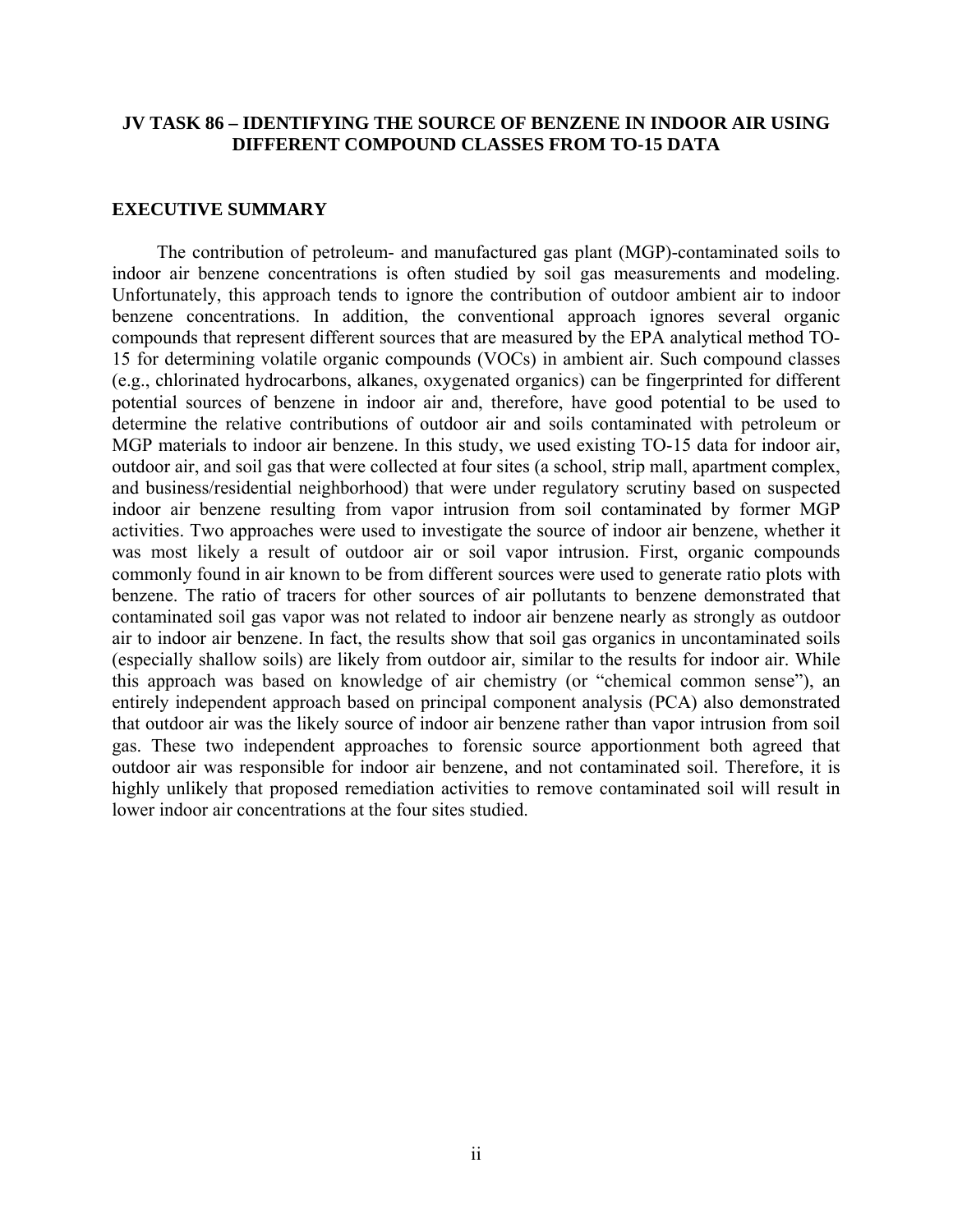# JV TASK 86 – IDENTIFYING THE SOURCE OF BENZENE IN INDOOR AIR USING DIFFERENT COMPOUND CLASSES FROM TO-15 DATA

## EXECUTIVE SUMMARY

The contribution of petroleum- and manufactured gas plant (MGP)-contaminated soils to indoor air benzene concentrations is often studied by soil gas measurements and modeling. Unfortunately, this approach tends to ignore the contribution of outdoor ambient air to indoor benzene concentrations. In addition, the conventional approach ignores several organic compounds that represent different sources that are measured by the EPA analytical method TO-15 for determining volatile organic compounds (VOCs) in ambient air. Such compound classes (e.g., chlorinated hydrocarbons, alkanes, oxygenated organics) can be fingerprinted for different potential sources of benzene in indoor air and, therefore, have good potential to be used to determine the relative contributions of outdoor air and soils contaminated with petroleum or MGP materials to indoor air benzene. In this study, we used existing TO-15 data for indoor air, outdoor air, and soil gas that were collected at four sites (a school, strip mall, apartment complex, and business/residential neighborhood) that were under regulatory scrutiny based on suspected indoor air benzene resulting from vapor intrusion from soil contaminated by former MGP activities. Two approaches were used to investigate the source of indoor air benzene, whether it was most likely a result of outdoor air or soil vapor intrusion. First, organic compounds commonly found in air known to be from different sources were used to generate ratio plots with benzene. The ratio of tracers for other sources of air pollutants to benzene demonstrated that contaminated soil gas vapor was not related to indoor air benzene nearly as strongly as outdoor air to indoor air benzene. In fact, the results show that soil gas organics in uncontaminated soils (especially shallow soils) are likely from outdoor air, similar to the results for indoor air. While this approach was based on knowledge of air chemistry (or "chemical common sense"), an entirely independent approach based on principal component analysis (PCA) also demonstrated that outdoor air was the likely source of indoor air benzene rather than vapor intrusion from soil gas. These two independent approaches to forensic source apportionment both agreed that outdoor air was responsible for indoor air benzene, and not contaminated soil. Therefore, it is highly unlikely that proposed remediation activities to remove contaminated soil will result in lower indoor air concentrations at the four sites studied.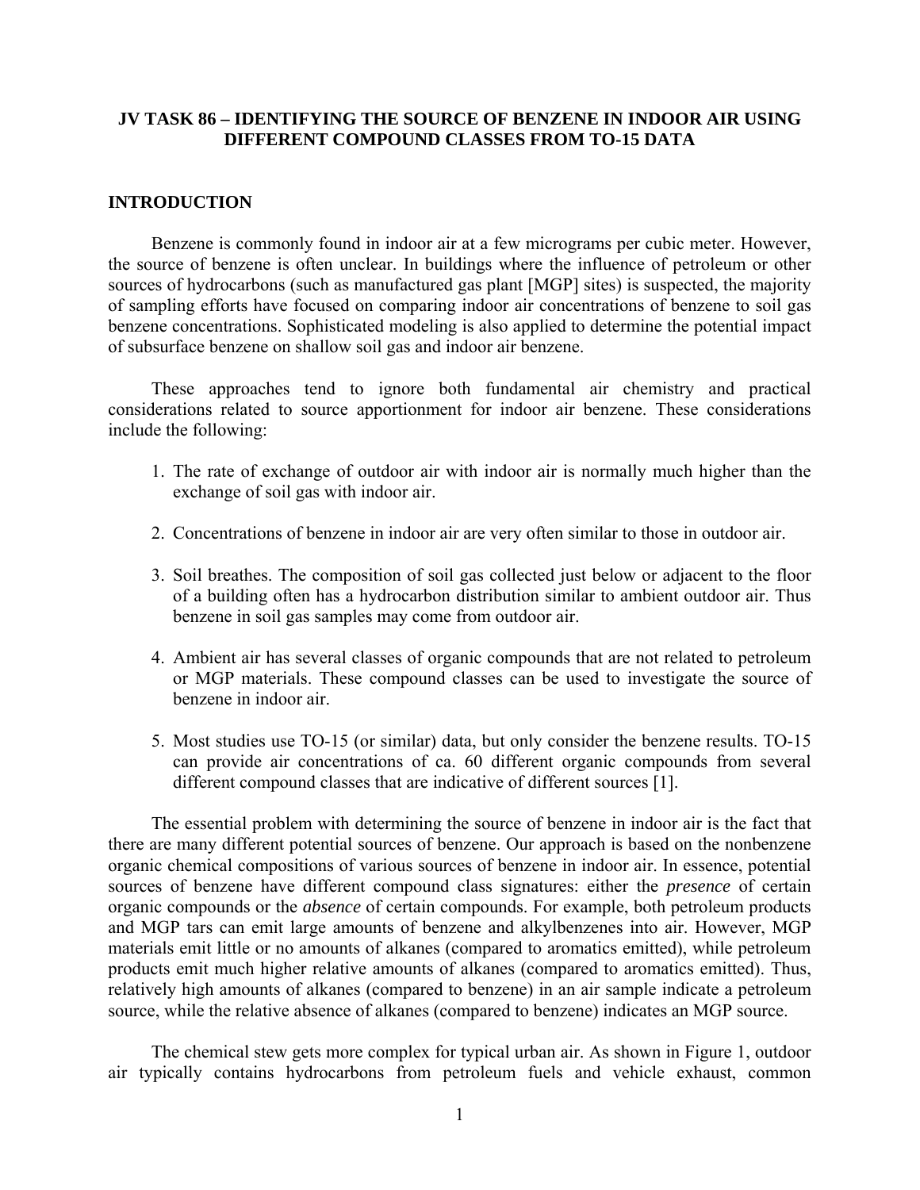# JV TASK 86 – IDENTIFYING THE SOURCE OF BENZENE IN INDOOR AIR USING DIFFERENT COMPOUND CLASSES FROM TO-15 DATA

## INTRODUCTION

Benzene is commonly found in indoor air at a few micrograms per cubic meter. However, the source of benzene is often unclear. In buildings where the influence of petroleum or other sources of hydrocarbons (such as manufactured gas plant [MGP] sites) is suspected, the majority of sampling efforts have focused on comparing indoor air concentrations of benzene to soil gas benzene concentrations. Sophisticated modeling is also applied to determine the potential impact of subsurface benzene on shallow soil gas and indoor air benzene.

These approaches tend to ignore both fundamental air chemistry and practical considerations related to source apportionment for indoor air benzene. These considerations include the following:

1. The rate of exchange of outdoor air with indoor air is normally much higher than the exchange of soil gas with indoor air.
2. Concentrations of benzene in indoor air are very often similar to those in outdoor air.
3. Soil breathes. The composition of soil gas collected just below or adjacent to the floor of a building often has a hydrocarbon distribution similar to ambient outdoor air. Thus benzene in soil gas samples may come from outdoor air.
4. Ambient air has several classes of organic compounds that are not related to petroleum or MGP materials. These compound classes can be used to investigate the source of benzene in indoor air.
5. Most studies use TO-15 (or similar) data, but only consider the benzene results. TO-15 can provide air concentrations of ca. 60 different organic compounds from several different compound classes that are indicative of different sources [1].

The essential problem with determining the source of benzene in indoor air is the fact that there are many different potential sources of benzene. Our approach is based on the nonbenzene organic chemical compositions of various sources of benzene in indoor air. In essence, potential sources of benzene have different compound class signatures: either the *presence* of certain organic compounds or the *absence* of certain compounds. For example, both petroleum products and MGP tars can emit large amounts of benzene and alkylbenzenes into air. However, MGP materials emit little or no amounts of alkanes (compared to aromatics emitted), while petroleum products emit much higher relative amounts of alkanes (compared to aromatics emitted). Thus, relatively high amounts of alkanes (compared to benzene) in an air sample indicate a petroleum source, while the relative absence of alkanes (compared to benzene) indicates an MGP source.

The chemical stew gets more complex for typical urban air. As shown in Figure 1, outdoor air typically contains hydrocarbons from petroleum fuels and vehicle exhaust, common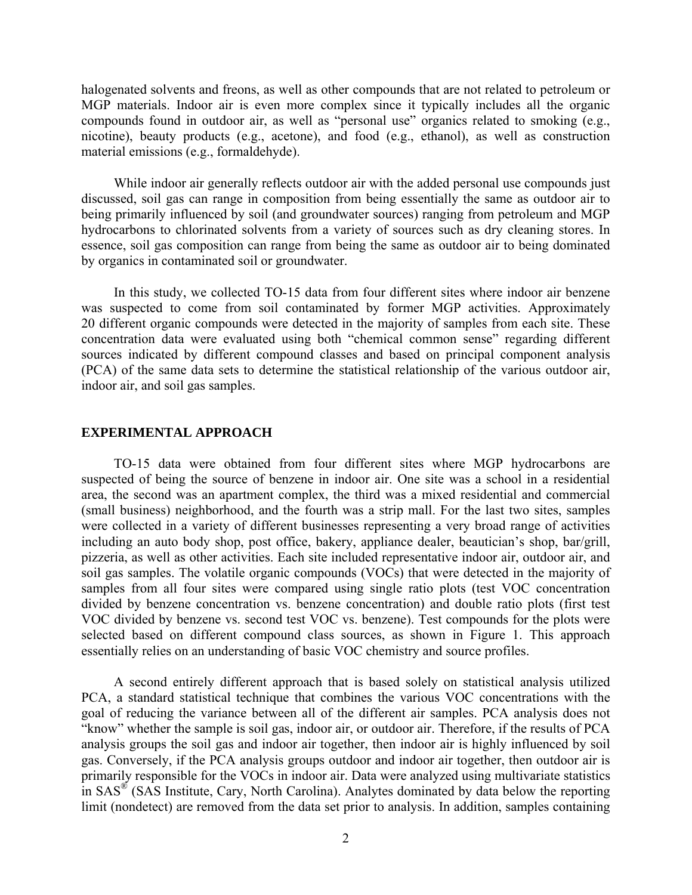halogenated solvents and freons, as well as other compounds that are not related to petroleum or MGP materials. Indoor air is even more complex since it typically includes all the organic compounds found in outdoor air, as well as "personal use" organics related to smoking (e.g., nicotine), beauty products (e.g., acetone), and food (e.g., ethanol), as well as construction material emissions (e.g., formaldehyde).

While indoor air generally reflects outdoor air with the added personal use compounds just discussed, soil gas can range in composition from being essentially the same as outdoor air to being primarily influenced by soil (and groundwater sources) ranging from petroleum and MGP hydrocarbons to chlorinated solvents from a variety of sources such as dry cleaning stores. In essence, soil gas composition can range from being the same as outdoor air to being dominated by organics in contaminated soil or groundwater.

In this study, we collected TO-15 data from four different sites where indoor air benzene was suspected to come from soil contaminated by former MGP activities. Approximately 20 different organic compounds were detected in the majority of samples from each site. These concentration data were evaluated using both "chemical common sense" regarding different sources indicated by different compound classes and based on principal component analysis (PCA) of the same data sets to determine the statistical relationship of the various outdoor air, indoor air, and soil gas samples.

## EXPERIMENTAL APPROACH

TO-15 data were obtained from four different sites where MGP hydrocarbons are suspected of being the source of benzene in indoor air. One site was a school in a residential area, the second was an apartment complex, the third was a mixed residential and commercial (small business) neighborhood, and the fourth was a strip mall. For the last two sites, samples were collected in a variety of different businesses representing a very broad range of activities including an auto body shop, post office, bakery, appliance dealer, beautician's shop, bar/grill, pizzeria, as well as other activities. Each site included representative indoor air, outdoor air, and soil gas samples. The volatile organic compounds (VOCs) that were detected in the majority of samples from all four sites were compared using single ratio plots (test VOC concentration divided by benzene concentration vs. benzene concentration) and double ratio plots (first test VOC divided by benzene vs. second test VOC vs. benzene). Test compounds for the plots were selected based on different compound class sources, as shown in Figure 1. This approach essentially relies on an understanding of basic VOC chemistry and source profiles.

A second entirely different approach that is based solely on statistical analysis utilized PCA, a standard statistical technique that combines the various VOC concentrations with the goal of reducing the variance between all of the different air samples. PCA analysis does not "know" whether the sample is soil gas, indoor air, or outdoor air. Therefore, if the results of PCA analysis groups the soil gas and indoor air together, then indoor air is highly influenced by soil gas. Conversely, if the PCA analysis groups outdoor and indoor air together, then outdoor air is primarily responsible for the VOCs in indoor air. Data were analyzed using multivariate statistics in SAS® (SAS Institute, Cary, North Carolina). Analytes dominated by data below the reporting limit (nondetect) are removed from the data set prior to analysis. In addition, samples containing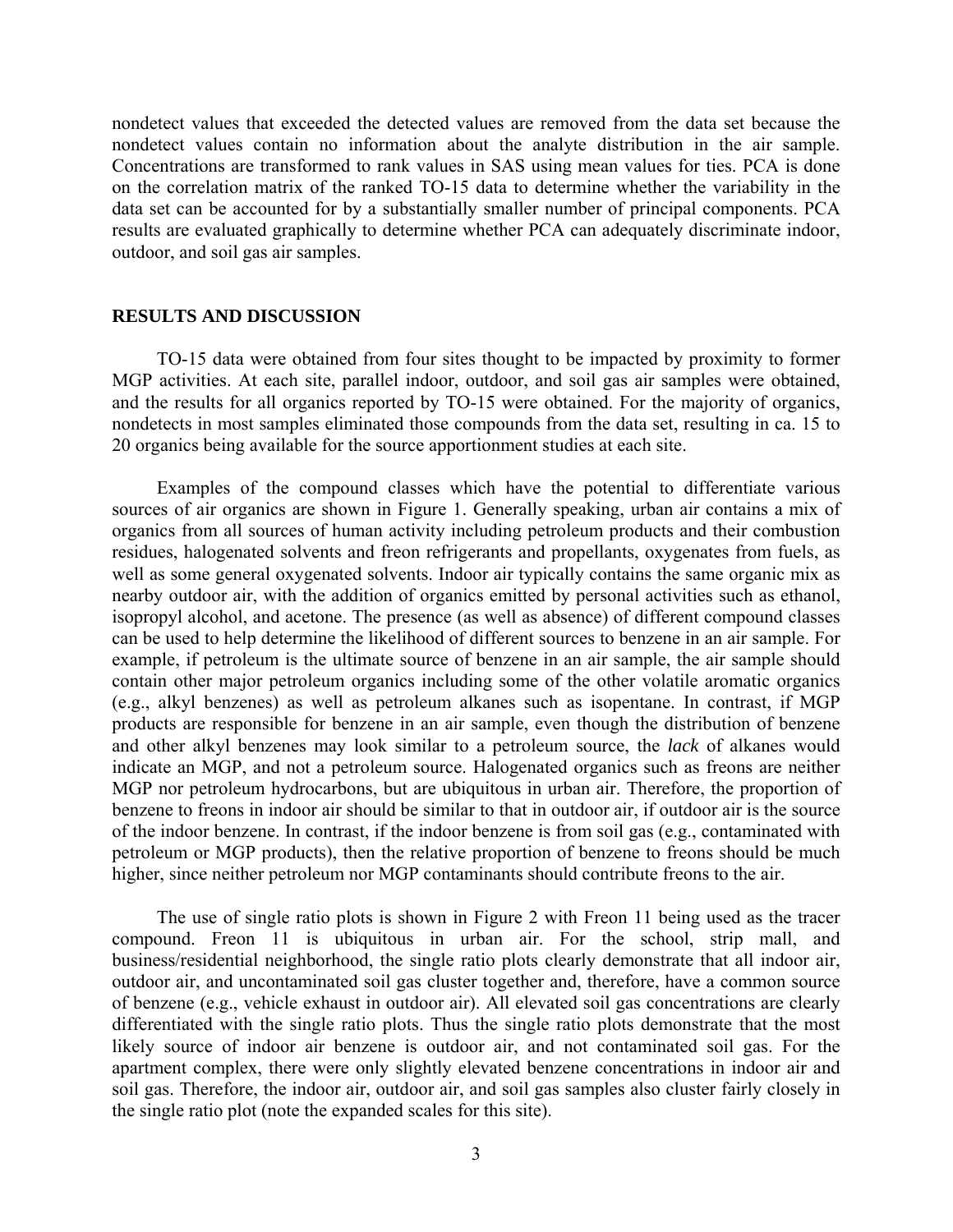nondetect values that exceeded the detected values are removed from the data set because the nondetect values contain no information about the analyte distribution in the air sample. Concentrations are transformed to rank values in SAS using mean values for ties. PCA is done on the correlation matrix of the ranked TO-15 data to determine whether the variability in the data set can be accounted for by a substantially smaller number of principal components. PCA results are evaluated graphically to determine whether PCA can adequately discriminate indoor, outdoor, and soil gas air samples.

## RESULTS AND DISCUSSION

TO-15 data were obtained from four sites thought to be impacted by proximity to former MGP activities. At each site, parallel indoor, outdoor, and soil gas air samples were obtained, and the results for all organics reported by TO-15 were obtained. For the majority of organics, nondetects in most samples eliminated those compounds from the data set, resulting in ca. 15 to 20 organics being available for the source apportionment studies at each site.

Examples of the compound classes which have the potential to differentiate various sources of air organics are shown in Figure 1. Generally speaking, urban air contains a mix of organics from all sources of human activity including petroleum products and their combustion residues, halogenated solvents and freon refrigerants and propellants, oxygenates from fuels, as well as some general oxygenated solvents. Indoor air typically contains the same organic mix as nearby outdoor air, with the addition of organics emitted by personal activities such as ethanol, isopropyl alcohol, and acetone. The presence (as well as absence) of different compound classes can be used to help determine the likelihood of different sources to benzene in an air sample. For example, if petroleum is the ultimate source of benzene in an air sample, the air sample should contain other major petroleum organics including some of the other volatile aromatic organics (e.g., alkyl benzenes) as well as petroleum alkanes such as isopentane. In contrast, if MGP products are responsible for benzene in an air sample, even though the distribution of benzene and other alkyl benzenes may look similar to a petroleum source, the *lack* of alkanes would indicate an MGP, and not a petroleum source. Halogenated organics such as freons are neither MGP nor petroleum hydrocarbons, but are ubiquitous in urban air. Therefore, the proportion of benzene to freons in indoor air should be similar to that in outdoor air, if outdoor air is the source of the indoor benzene. In contrast, if the indoor benzene is from soil gas (e.g., contaminated with petroleum or MGP products), then the relative proportion of benzene to freons should be much higher, since neither petroleum nor MGP contaminants should contribute freons to the air.

The use of single ratio plots is shown in Figure 2 with Freon 11 being used as the tracer compound. Freon 11 is ubiquitous in urban air. For the school, strip mall, and business/residential neighborhood, the single ratio plots clearly demonstrate that all indoor air, outdoor air, and uncontaminated soil gas cluster together and, therefore, have a common source of benzene (e.g., vehicle exhaust in outdoor air). All elevated soil gas concentrations are clearly differentiated with the single ratio plots. Thus the single ratio plots demonstrate that the most likely source of indoor air benzene is outdoor air, and not contaminated soil gas. For the apartment complex, there were only slightly elevated benzene concentrations in indoor air and soil gas. Therefore, the indoor air, outdoor air, and soil gas samples also cluster fairly closely in the single ratio plot (note the expanded scales for this site).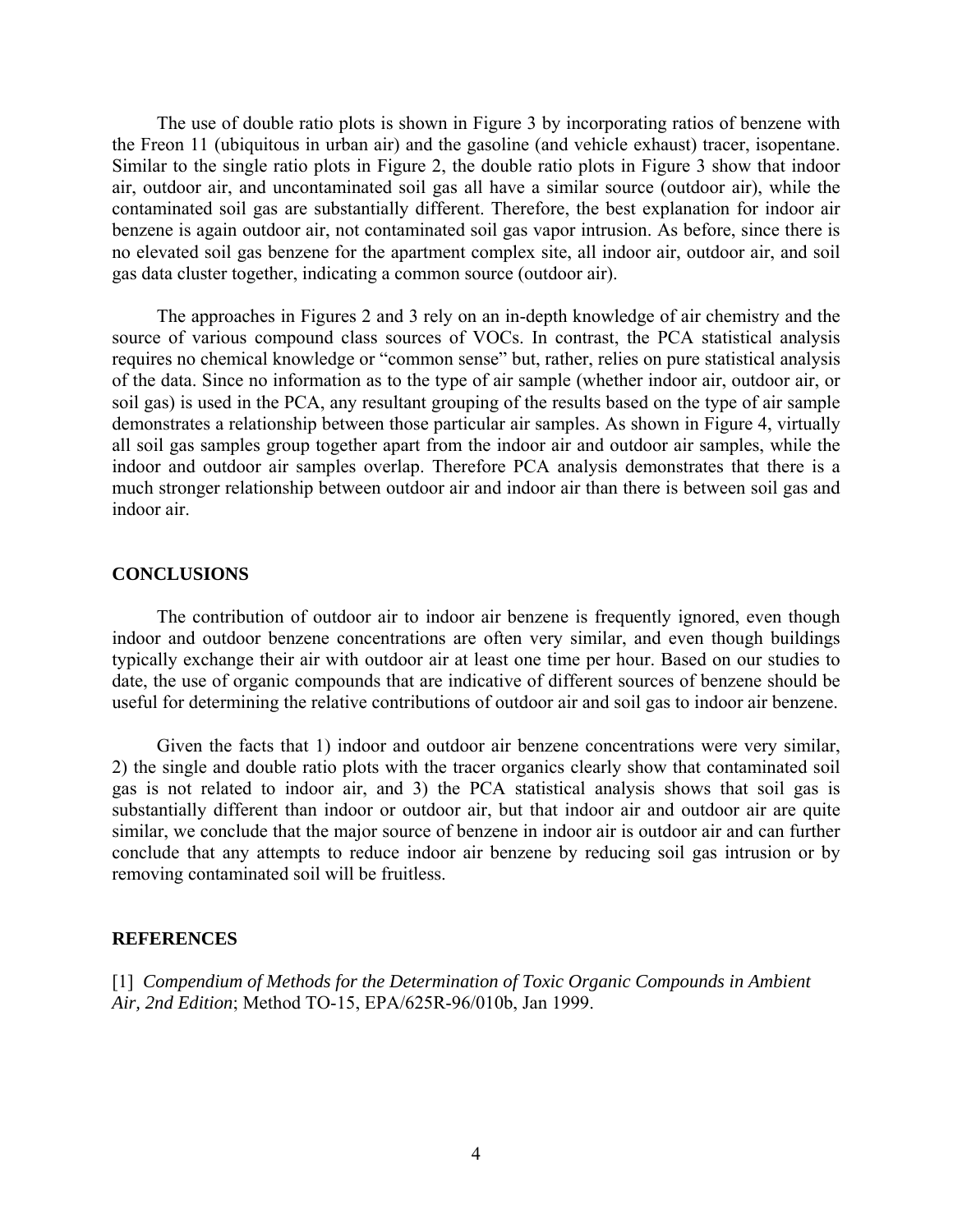The use of double ratio plots is shown in Figure 3 by incorporating ratios of benzene with the Freon 11 (ubiquitous in urban air) and the gasoline (and vehicle exhaust) tracer, isopentane. Similar to the single ratio plots in Figure 2, the double ratio plots in Figure 3 show that indoor air, outdoor air, and uncontaminated soil gas all have a similar source (outdoor air), while the contaminated soil gas are substantially different. Therefore, the best explanation for indoor air benzene is again outdoor air, not contaminated soil gas vapor intrusion. As before, since there is no elevated soil gas benzene for the apartment complex site, all indoor air, outdoor air, and soil gas data cluster together, indicating a common source (outdoor air).

The approaches in Figures 2 and 3 rely on an in-depth knowledge of air chemistry and the source of various compound class sources of VOCs. In contrast, the PCA statistical analysis requires no chemical knowledge or "common sense" but, rather, relies on pure statistical analysis of the data. Since no information as to the type of air sample (whether indoor air, outdoor air, or soil gas) is used in the PCA, any resultant grouping of the results based on the type of air sample demonstrates a relationship between those particular air samples. As shown in Figure 4, virtually all soil gas samples group together apart from the indoor air and outdoor air samples, while the indoor and outdoor air samples overlap. Therefore PCA analysis demonstrates that there is a much stronger relationship between outdoor air and indoor air than there is between soil gas and indoor air.

## CONCLUSIONS

The contribution of outdoor air to indoor air benzene is frequently ignored, even though indoor and outdoor benzene concentrations are often very similar, and even though buildings typically exchange their air with outdoor air at least one time per hour. Based on our studies to date, the use of organic compounds that are indicative of different sources of benzene should be useful for determining the relative contributions of outdoor air and soil gas to indoor air benzene.

Given the facts that 1) indoor and outdoor air benzene concentrations were very similar, 2) the single and double ratio plots with the tracer organics clearly show that contaminated soil gas is not related to indoor air, and 3) the PCA statistical analysis shows that soil gas is substantially different than indoor or outdoor air, but that indoor air and outdoor air are quite similar, we conclude that the major source of benzene in indoor air is outdoor air and can further conclude that any attempts to reduce indoor air benzene by reducing soil gas intrusion or by removing contaminated soil will be fruitless.

## REFERENCES

[1] *Compendium of Methods for the Determination of Toxic Organic Compounds in Ambient Air, 2nd Edition*; Method TO-15, EPA/625R-96/010b, Jan 1999.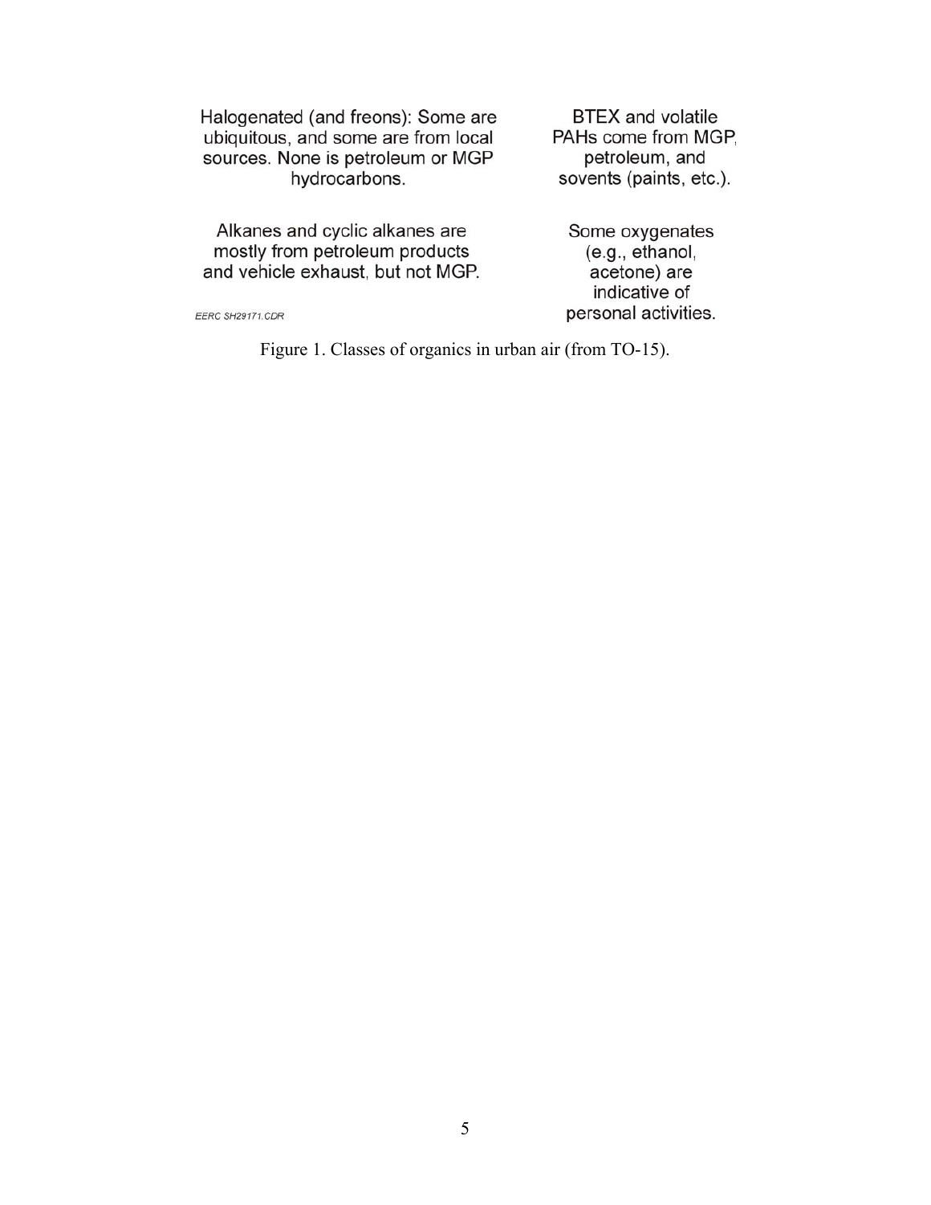Halogenated (and freons): Some are ubiquitous, and some are from local sources. None is petroleum or MGP hydrocarbons.

BTEX and volatile PAHs come from MGP, petroleum, and sovents (paints, etc.).

Alkanes and cyclic alkanes are mostly from petroleum products and vehicle exhaust, but not MGP.

Some oxygenates (e.g., ethanol, acetone) are indicative of personal activities.

EERC SH29171.CDR

Figure 1. Classes of organics in urban air (from TO-15).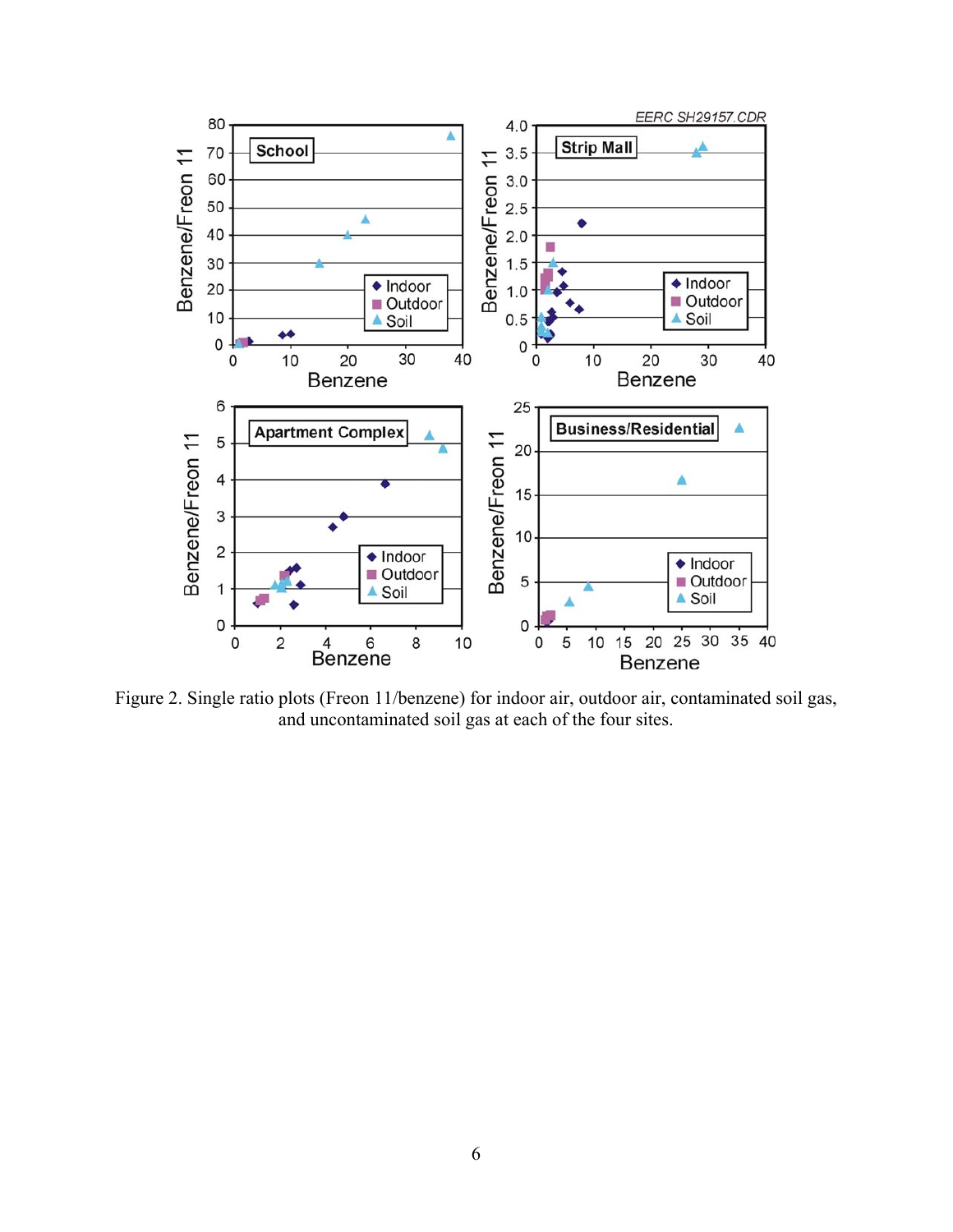Figure 2. Single ratio plots (Freon 11/benzene) for indoor air, outdoor air, contaminated soil gas, and uncontaminated soil gas at each of the four sites.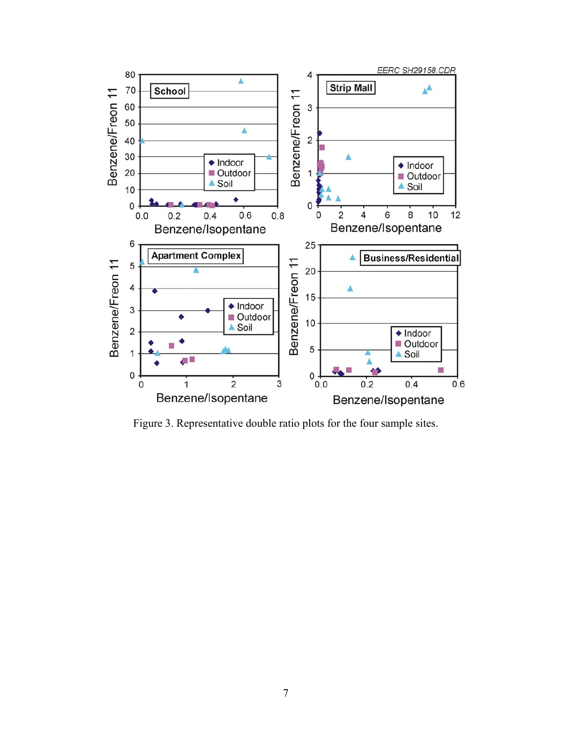Figure 3. Representative double ratio plots for the four sample sites.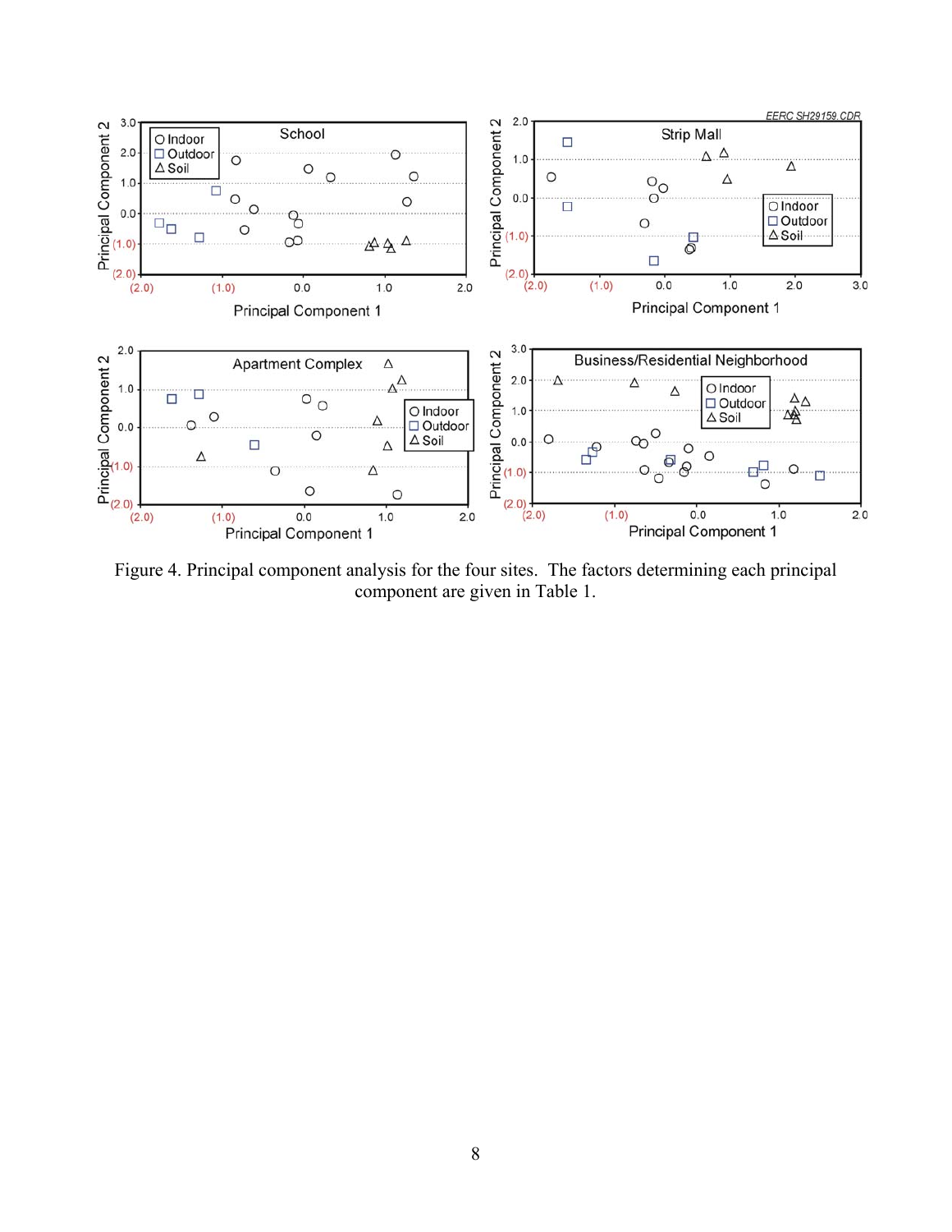Figure 4. Principal component analysis for the four sites. The factors determining each principal component are given in Table 1.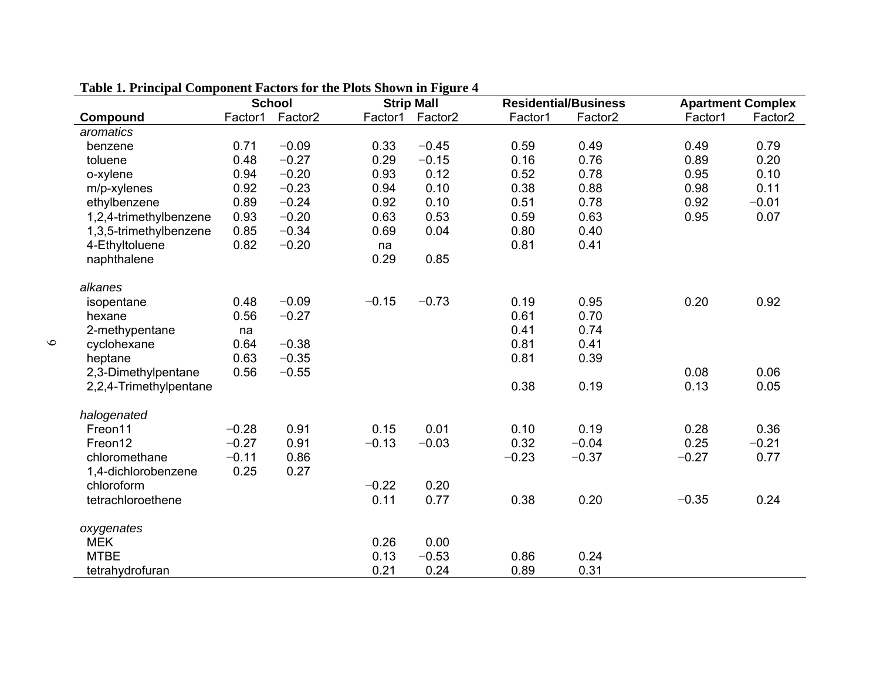**Table 1. Principal Component Factors for the Plots Shown in Figure 4**

| Compound | School | | Strip Mall | | Residential/Business | | Apartment Complex | |
|---|---|---|---|---|---|---|---|---|
| | Factor1 | Factor2 | Factor1 | Factor2 | Factor1 | Factor2 | Factor1 | Factor2 |
| *aromatics* | | | | | | | | |
| benzene | 0.71 | −0.09 | 0.33 | −0.45 | 0.59 | 0.49 | 0.49 | 0.79 |
| toluene | 0.48 | −0.27 | 0.29 | −0.15 | 0.16 | 0.76 | 0.89 | 0.20 |
| o-xylene | 0.94 | −0.20 | 0.93 | 0.12 | 0.52 | 0.78 | 0.95 | 0.10 |
| m/p-xylenes | 0.92 | −0.23 | 0.94 | 0.10 | 0.38 | 0.88 | 0.98 | 0.11 |
| ethylbenzene | 0.89 | −0.24 | 0.92 | 0.10 | 0.51 | 0.78 | 0.92 | −0.01 |
| 1,2,4-trimethylbenzene | 0.93 | −0.20 | 0.63 | 0.53 | 0.59 | 0.63 | 0.95 | 0.07 |
| 1,3,5-trimethylbenzene | 0.85 | −0.34 | 0.69 | 0.04 | 0.80 | 0.40 | | |
| 4-Ethyltoluene | 0.82 | −0.20 | na | | 0.81 | 0.41 | | |
| naphthalene | | | 0.29 | 0.85 | | | | |
| *alkanes* | | | | | | | | |
| isopentane | 0.48 | −0.09 | −0.15 | −0.73 | 0.19 | 0.95 | 0.20 | 0.92 |
| hexane | 0.56 | −0.27 | | | 0.61 | 0.70 | | |
| 2-methypentane | na | | | | 0.41 | 0.74 | | |
| cyclohexane | 0.64 | −0.38 | | | 0.81 | 0.41 | | |
| heptane | 0.63 | −0.35 | | | 0.81 | 0.39 | | |
| 2,3-Dimethylpentane | 0.56 | −0.55 | | | | | 0.08 | 0.06 |
| 2,2,4-Trimethylpentane | | | | | 0.38 | 0.19 | 0.13 | 0.05 |
| *halogenated* | | | | | | | | |
| Freon11 | −0.28 | 0.91 | 0.15 | 0.01 | 0.10 | 0.19 | 0.28 | 0.36 |
| Freon12 | −0.27 | 0.91 | −0.13 | −0.03 | 0.32 | −0.04 | 0.25 | −0.21 |
| chloromethane | −0.11 | 0.86 | | | −0.23 | −0.37 | −0.27 | 0.77 |
| 1,4-dichlorobenzene | 0.25 | 0.27 | | | | | | |
| chloroform | | | −0.22 | 0.20 | | | | |
| tetrachloroethene | | | 0.11 | 0.77 | 0.38 | 0.20 | −0.35 | 0.24 |
| *oxygenates* | | | | | | | | |
| MEK | | | 0.26 | 0.00 | | | | |
| MTBE | | | 0.13 | −0.53 | 0.86 | 0.24 | | |
| tetrahydrofuran | | | 0.21 | 0.24 | 0.89 | 0.31 | | |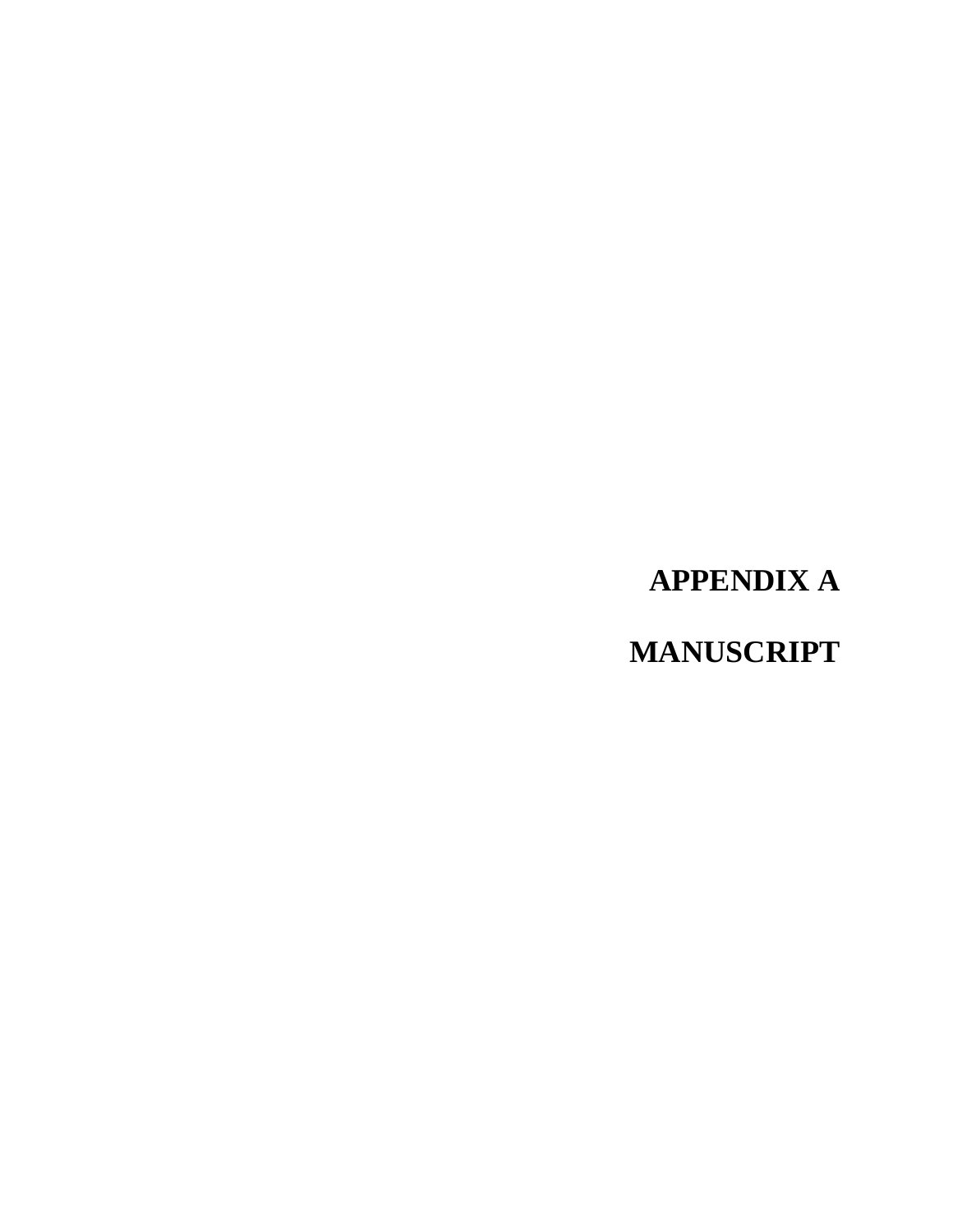# APPENDIX A

# MANUSCRIPT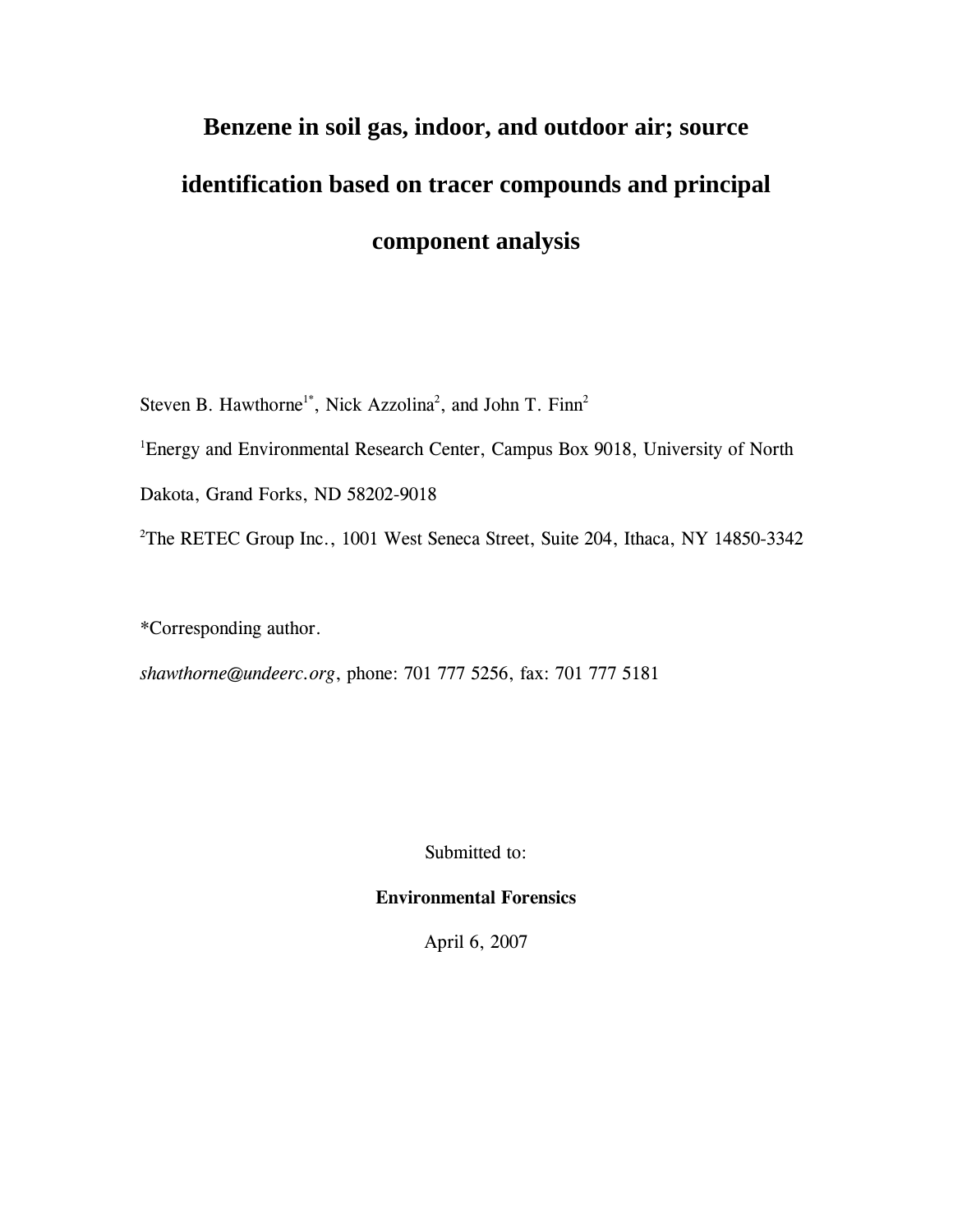# Benzene in soil gas, indoor, and outdoor air; source identification based on tracer compounds and principal component analysis

Steven B. Hawthorne[1*], Nick Azzolina[2], and John T. Finn[2]

[1]Energy and Environmental Research Center, Campus Box 9018, University of North Dakota, Grand Forks, ND 58202-9018

[2]The RETEC Group Inc., 1001 West Seneca Street, Suite 204, Ithaca, NY 14850-3342

*Corresponding author.

*shawthorne@undeerc.org*, phone: 701 777 5256, fax: 701 777 5181

Submitted to:

**Environmental Forensics**

April 6, 2007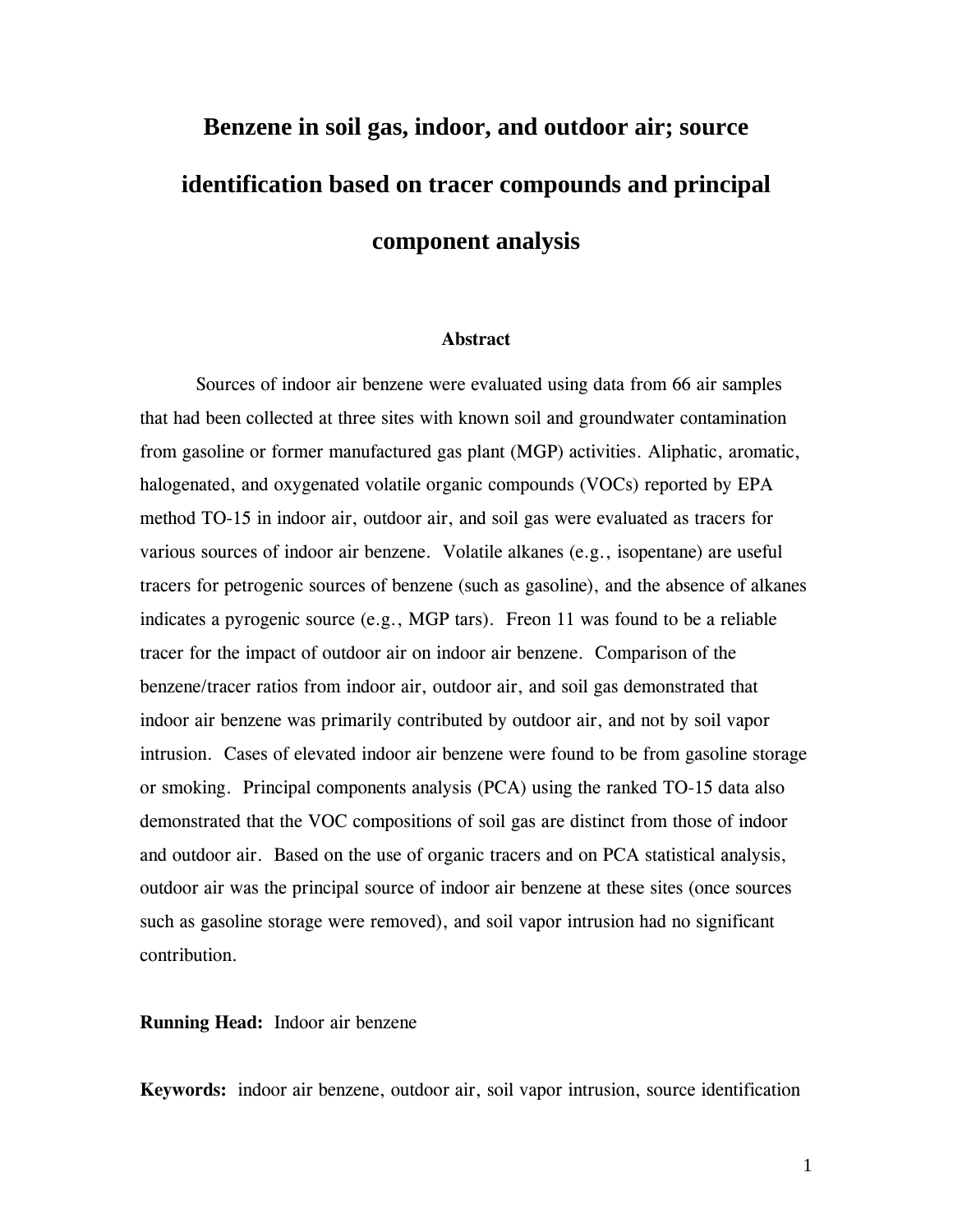# Benzene in soil gas, indoor, and outdoor air; source identification based on tracer compounds and principal component analysis

## Abstract

Sources of indoor air benzene were evaluated using data from 66 air samples that had been collected at three sites with known soil and groundwater contamination from gasoline or former manufactured gas plant (MGP) activities. Aliphatic, aromatic, halogenated, and oxygenated volatile organic compounds (VOCs) reported by EPA method TO-15 in indoor air, outdoor air, and soil gas were evaluated as tracers for various sources of indoor air benzene. Volatile alkanes (e.g., isopentane) are useful tracers for petrogenic sources of benzene (such as gasoline), and the absence of alkanes indicates a pyrogenic source (e.g., MGP tars). Freon 11 was found to be a reliable tracer for the impact of outdoor air on indoor air benzene. Comparison of the benzene/tracer ratios from indoor air, outdoor air, and soil gas demonstrated that indoor air benzene was primarily contributed by outdoor air, and not by soil vapor intrusion. Cases of elevated indoor air benzene were found to be from gasoline storage or smoking. Principal components analysis (PCA) using the ranked TO-15 data also demonstrated that the VOC compositions of soil gas are distinct from those of indoor and outdoor air. Based on the use of organic tracers and on PCA statistical analysis, outdoor air was the principal source of indoor air benzene at these sites (once sources such as gasoline storage were removed), and soil vapor intrusion had no significant contribution.

**Running Head:** Indoor air benzene

**Keywords:** indoor air benzene, outdoor air, soil vapor intrusion, source identification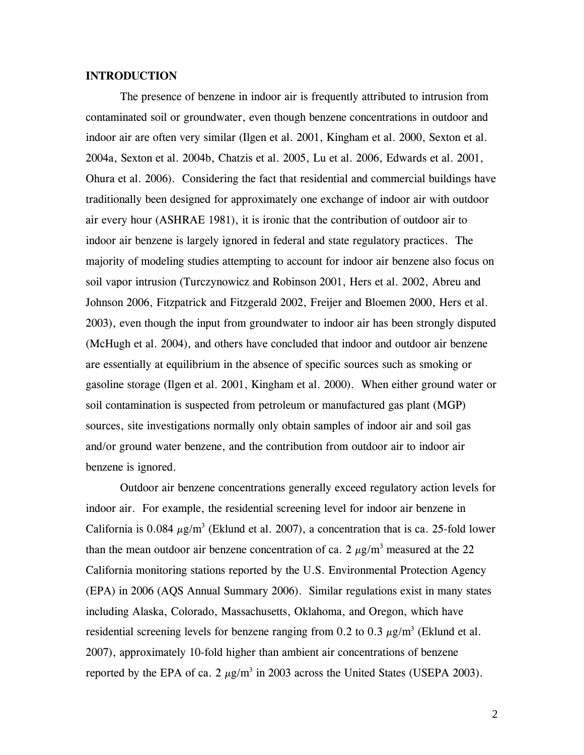## INTRODUCTION

The presence of benzene in indoor air is frequently attributed to intrusion from contaminated soil or groundwater, even though benzene concentrations in outdoor and indoor air are often very similar (Ilgen et al. 2001, Kingham et al. 2000, Sexton et al. 2004a, Sexton et al. 2004b, Chatzis et al. 2005, Lu et al. 2006, Edwards et al. 2001, Ohura et al. 2006). Considering the fact that residential and commercial buildings have traditionally been designed for approximately one exchange of indoor air with outdoor air every hour (ASHRAE 1981), it is ironic that the contribution of outdoor air to indoor air benzene is largely ignored in federal and state regulatory practices. The majority of modeling studies attempting to account for indoor air benzene also focus on soil vapor intrusion (Turczynowicz and Robinson 2001, Hers et al. 2002, Abreu and Johnson 2006, Fitzpatrick and Fitzgerald 2002, Freijer and Bloemen 2000, Hers et al. 2003), even though the input from groundwater to indoor air has been strongly disputed (McHugh et al. 2004), and others have concluded that indoor and outdoor air benzene are essentially at equilibrium in the absence of specific sources such as smoking or gasoline storage (Ilgen et al. 2001, Kingham et al. 2000). When either ground water or soil contamination is suspected from petroleum or manufactured gas plant (MGP) sources, site investigations normally only obtain samples of indoor air and soil gas and/or ground water benzene, and the contribution from outdoor air to indoor air benzene is ignored.

Outdoor air benzene concentrations generally exceed regulatory action levels for indoor air. For example, the residential screening level for indoor air benzene in California is 0.084 $\mu g/m^3$ (Eklund et al. 2007), a concentration that is ca. 25-fold lower than the mean outdoor air benzene concentration of ca. 2 $\mu g/m^3$ measured at the 22 California monitoring stations reported by the U.S. Environmental Protection Agency (EPA) in 2006 (AQS Annual Summary 2006). Similar regulations exist in many states including Alaska, Colorado, Massachusetts, Oklahoma, and Oregon, which have residential screening levels for benzene ranging from 0.2 to 0.3 $\mu g/m^3$ (Eklund et al. 2007), approximately 10-fold higher than ambient air concentrations of benzene reported by the EPA of ca. 2 $\mu g/m^3$ in 2003 across the United States (USEPA 2003).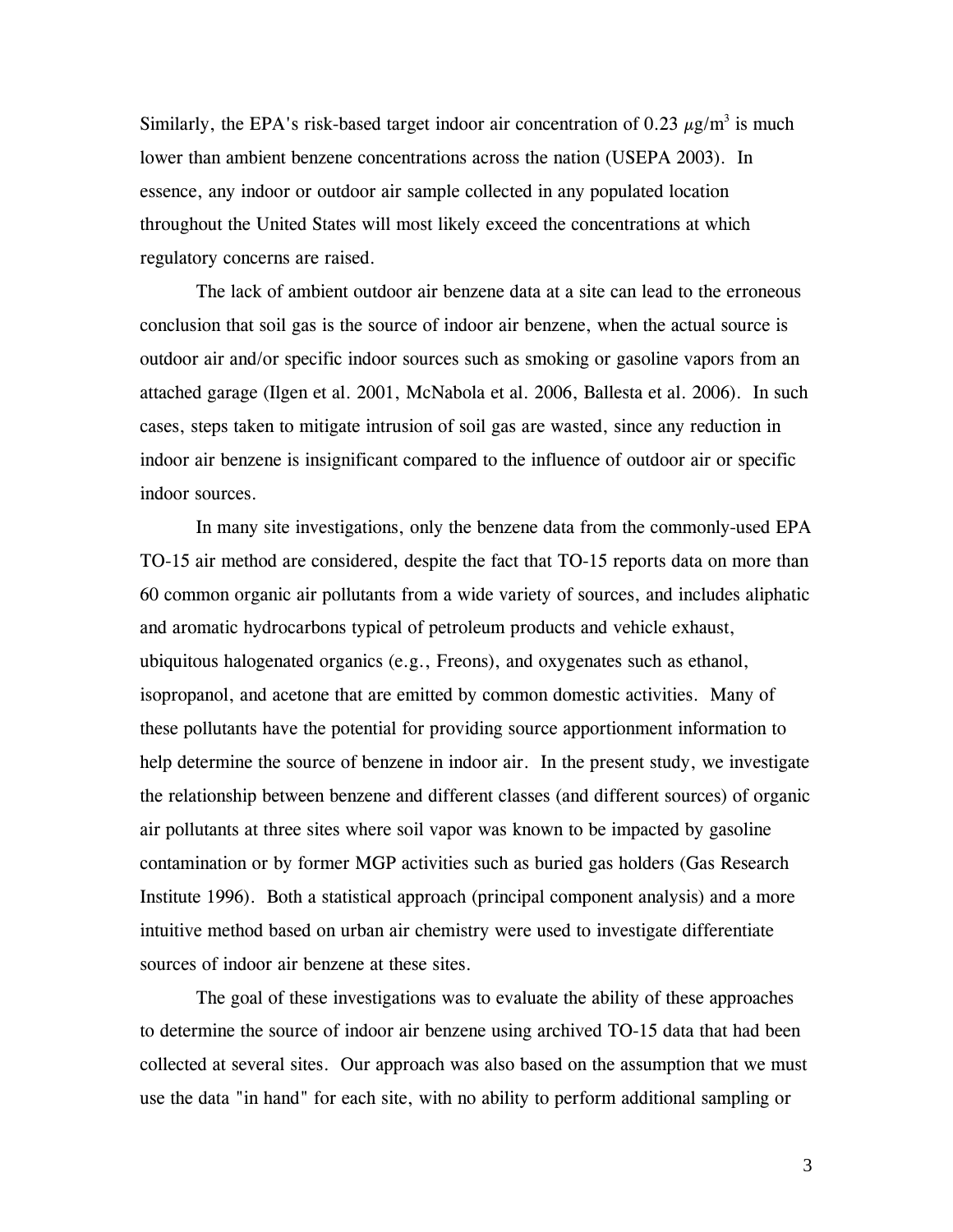Similarly, the EPA's risk-based target indoor air concentration of 0.23 $\mu$g/m$^3$ is much lower than ambient benzene concentrations across the nation (USEPA 2003). In essence, any indoor or outdoor air sample collected in any populated location throughout the United States will most likely exceed the concentrations at which regulatory concerns are raised.

The lack of ambient outdoor air benzene data at a site can lead to the erroneous conclusion that soil gas is the source of indoor air benzene, when the actual source is outdoor air and/or specific indoor sources such as smoking or gasoline vapors from an attached garage (Ilgen et al. 2001, McNabola et al. 2006, Ballesta et al. 2006). In such cases, steps taken to mitigate intrusion of soil gas are wasted, since any reduction in indoor air benzene is insignificant compared to the influence of outdoor air or specific indoor sources.

In many site investigations, only the benzene data from the commonly-used EPA TO-15 air method are considered, despite the fact that TO-15 reports data on more than 60 common organic air pollutants from a wide variety of sources, and includes aliphatic and aromatic hydrocarbons typical of petroleum products and vehicle exhaust, ubiquitous halogenated organics (e.g., Freons), and oxygenates such as ethanol, isopropanol, and acetone that are emitted by common domestic activities. Many of these pollutants have the potential for providing source apportionment information to help determine the source of benzene in indoor air. In the present study, we investigate the relationship between benzene and different classes (and different sources) of organic air pollutants at three sites where soil vapor was known to be impacted by gasoline contamination or by former MGP activities such as buried gas holders (Gas Research Institute 1996). Both a statistical approach (principal component analysis) and a more intuitive method based on urban air chemistry were used to investigate differentiate sources of indoor air benzene at these sites.

The goal of these investigations was to evaluate the ability of these approaches to determine the source of indoor air benzene using archived TO-15 data that had been collected at several sites. Our approach was also based on the assumption that we must use the data "in hand" for each site, with no ability to perform additional sampling or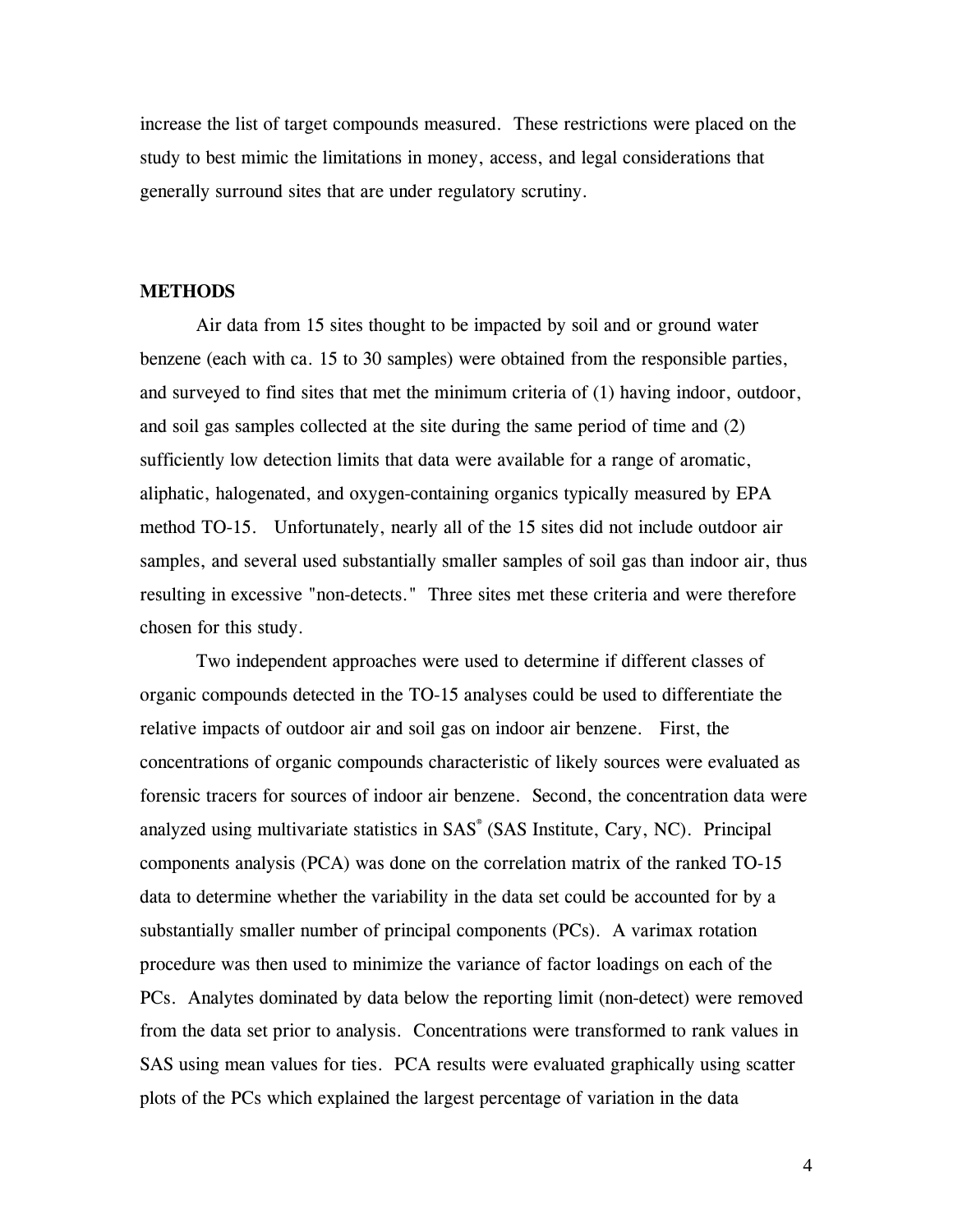increase the list of target compounds measured. These restrictions were placed on the study to best mimic the limitations in money, access, and legal considerations that generally surround sites that are under regulatory scrutiny.

## METHODS

Air data from 15 sites thought to be impacted by soil and or ground water benzene (each with ca. 15 to 30 samples) were obtained from the responsible parties, and surveyed to find sites that met the minimum criteria of (1) having indoor, outdoor, and soil gas samples collected at the site during the same period of time and (2) sufficiently low detection limits that data were available for a range of aromatic, aliphatic, halogenated, and oxygen-containing organics typically measured by EPA method TO-15. Unfortunately, nearly all of the 15 sites did not include outdoor air samples, and several used substantially smaller samples of soil gas than indoor air, thus resulting in excessive "non-detects." Three sites met these criteria and were therefore chosen for this study.

Two independent approaches were used to determine if different classes of organic compounds detected in the TO-15 analyses could be used to differentiate the relative impacts of outdoor air and soil gas on indoor air benzene. First, the concentrations of organic compounds characteristic of likely sources were evaluated as forensic tracers for sources of indoor air benzene. Second, the concentration data were analyzed using multivariate statistics in SAS® (SAS Institute, Cary, NC). Principal components analysis (PCA) was done on the correlation matrix of the ranked TO-15 data to determine whether the variability in the data set could be accounted for by a substantially smaller number of principal components (PCs). A varimax rotation procedure was then used to minimize the variance of factor loadings on each of the PCs. Analytes dominated by data below the reporting limit (non-detect) were removed from the data set prior to analysis. Concentrations were transformed to rank values in SAS using mean values for ties. PCA results were evaluated graphically using scatter plots of the PCs which explained the largest percentage of variation in the data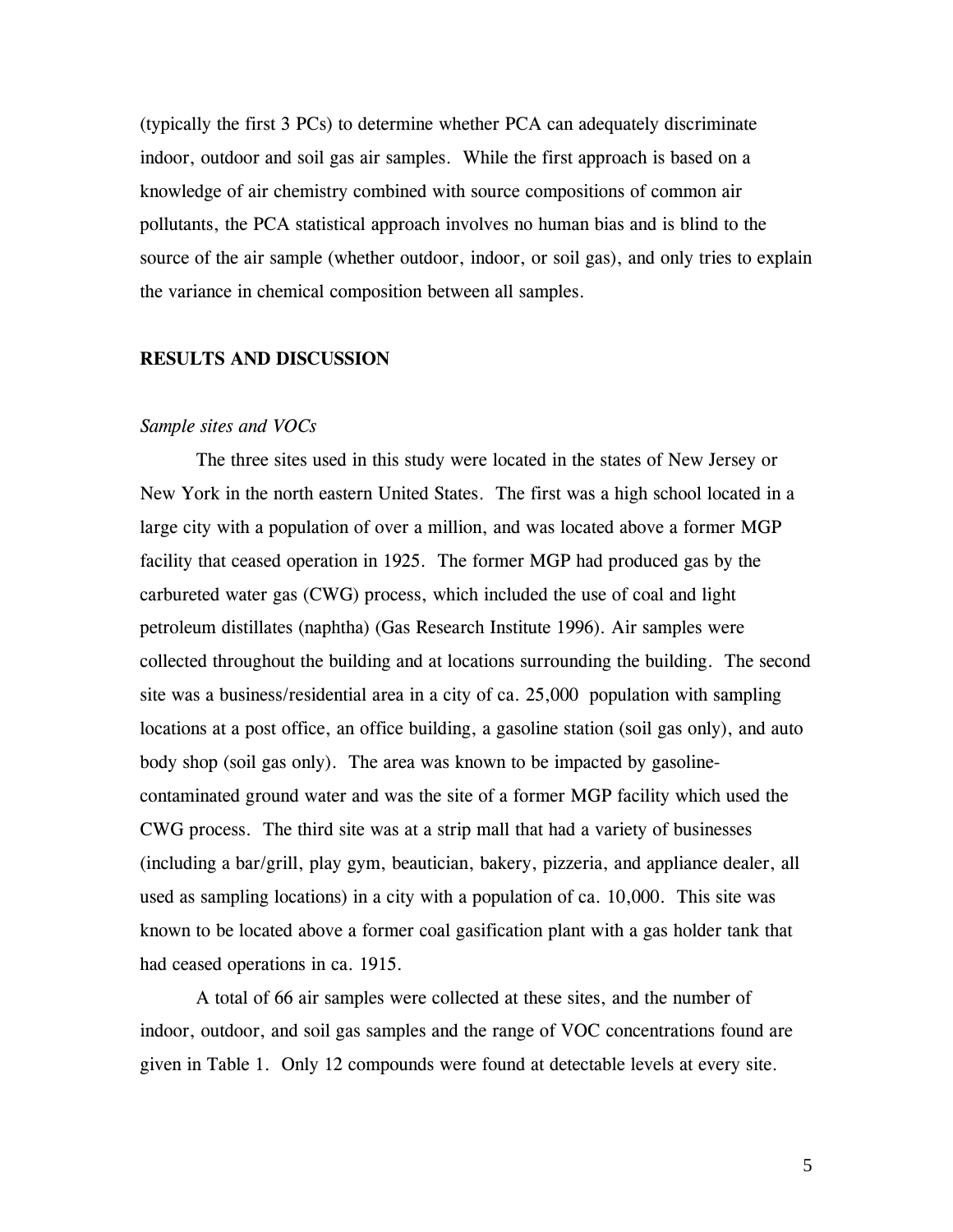(typically the first 3 PCs) to determine whether PCA can adequately discriminate indoor, outdoor and soil gas air samples. While the first approach is based on a knowledge of air chemistry combined with source compositions of common air pollutants, the PCA statistical approach involves no human bias and is blind to the source of the air sample (whether outdoor, indoor, or soil gas), and only tries to explain the variance in chemical composition between all samples.

## RESULTS AND DISCUSSION

### *Sample sites and VOCs*

The three sites used in this study were located in the states of New Jersey or New York in the north eastern United States. The first was a high school located in a large city with a population of over a million, and was located above a former MGP facility that ceased operation in 1925. The former MGP had produced gas by the carbureted water gas (CWG) process, which included the use of coal and light petroleum distillates (naphtha) (Gas Research Institute 1996). Air samples were collected throughout the building and at locations surrounding the building. The second site was a business/residential area in a city of ca. 25,000 population with sampling locations at a post office, an office building, a gasoline station (soil gas only), and auto body shop (soil gas only). The area was known to be impacted by gasoline-contaminated ground water and was the site of a former MGP facility which used the CWG process. The third site was at a strip mall that had a variety of businesses (including a bar/grill, play gym, beautician, bakery, pizzeria, and appliance dealer, all used as sampling locations) in a city with a population of ca. 10,000. This site was known to be located above a former coal gasification plant with a gas holder tank that had ceased operations in ca. 1915.

A total of 66 air samples were collected at these sites, and the number of indoor, outdoor, and soil gas samples and the range of VOC concentrations found are given in Table 1. Only 12 compounds were found at detectable levels at every site.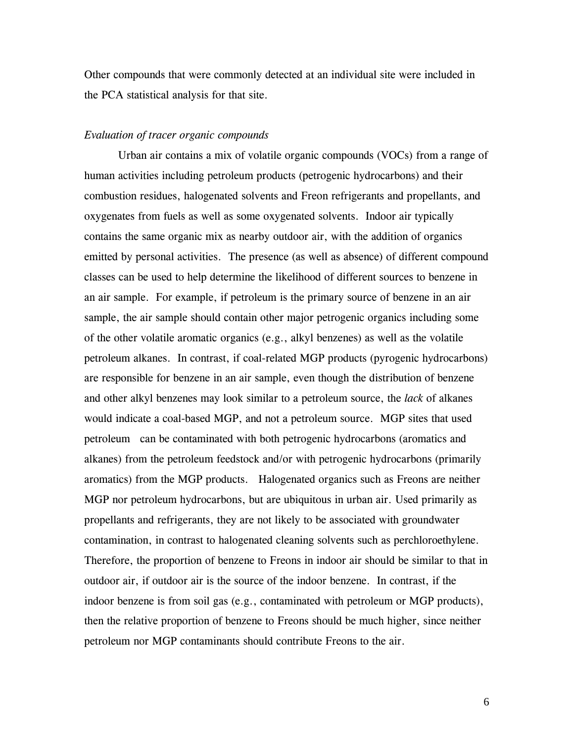Other compounds that were commonly detected at an individual site were included in the PCA statistical analysis for that site.

*Evaluation of tracer organic compounds*

Urban air contains a mix of volatile organic compounds (VOCs) from a range of human activities including petroleum products (petrogenic hydrocarbons) and their combustion residues, halogenated solvents and Freon refrigerants and propellants, and oxygenates from fuels as well as some oxygenated solvents. Indoor air typically contains the same organic mix as nearby outdoor air, with the addition of organics emitted by personal activities. The presence (as well as absence) of different compound classes can be used to help determine the likelihood of different sources to benzene in an air sample. For example, if petroleum is the primary source of benzene in an air sample, the air sample should contain other major petrogenic organics including some of the other volatile aromatic organics (e.g., alkyl benzenes) as well as the volatile petroleum alkanes. In contrast, if coal-related MGP products (pyrogenic hydrocarbons) are responsible for benzene in an air sample, even though the distribution of benzene and other alkyl benzenes may look similar to a petroleum source, the *lack* of alkanes would indicate a coal-based MGP, and not a petroleum source. MGP sites that used petroleum can be contaminated with both petrogenic hydrocarbons (aromatics and alkanes) from the petroleum feedstock and/or with petrogenic hydrocarbons (primarily aromatics) from the MGP products. Halogenated organics such as Freons are neither MGP nor petroleum hydrocarbons, but are ubiquitous in urban air. Used primarily as propellants and refrigerants, they are not likely to be associated with groundwater contamination, in contrast to halogenated cleaning solvents such as perchloroethylene. Therefore, the proportion of benzene to Freons in indoor air should be similar to that in outdoor air, if outdoor air is the source of the indoor benzene. In contrast, if the indoor benzene is from soil gas (e.g., contaminated with petroleum or MGP products), then the relative proportion of benzene to Freons should be much higher, since neither petroleum nor MGP contaminants should contribute Freons to the air.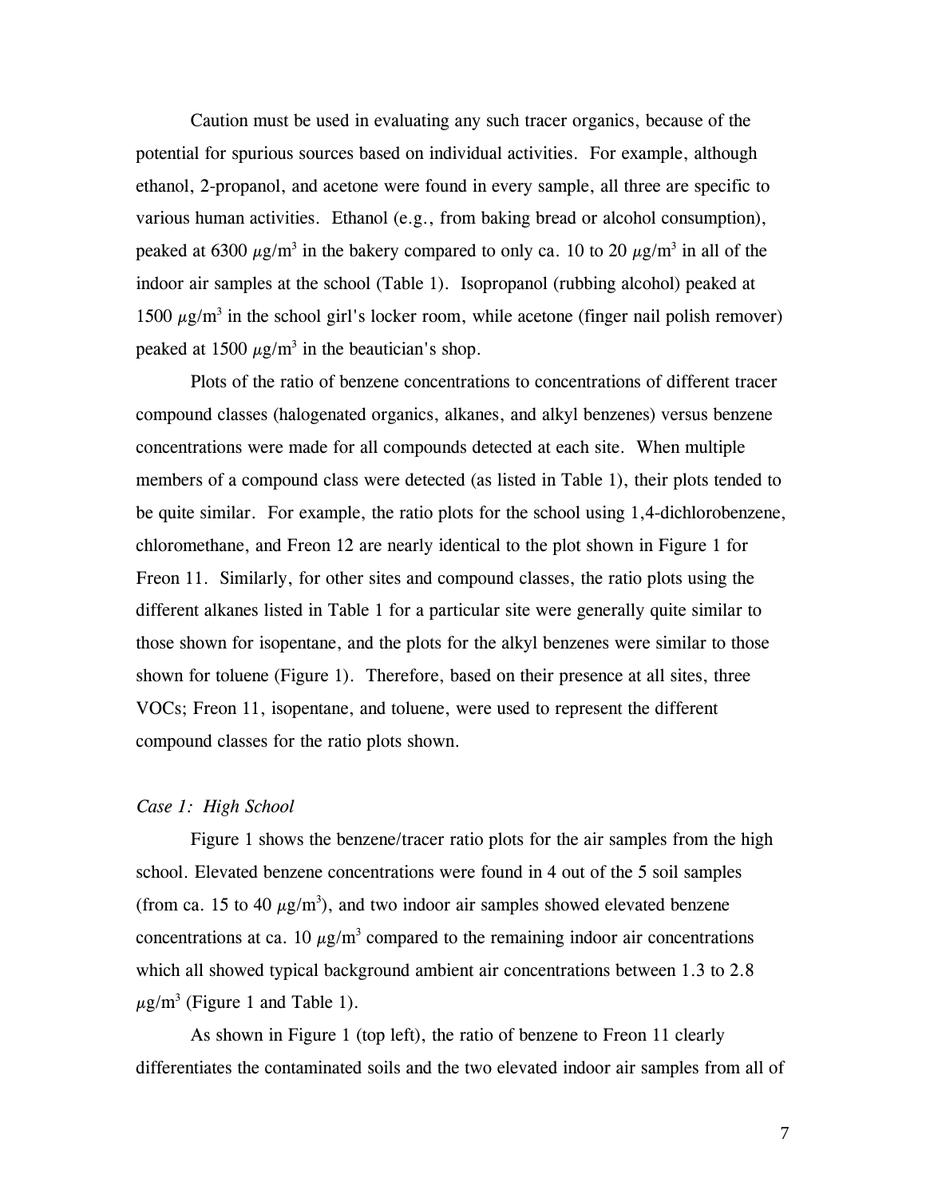Caution must be used in evaluating any such tracer organics, because of the potential for spurious sources based on individual activities. For example, although ethanol, 2-propanol, and acetone were found in every sample, all three are specific to various human activities. Ethanol (e.g., from baking bread or alcohol consumption), peaked at 6300 $\mu g/m^3$ in the bakery compared to only ca. 10 to 20 $\mu g/m^3$ in all of the indoor air samples at the school (Table 1). Isopropanol (rubbing alcohol) peaked at 1500 $\mu g/m^3$ in the school girl's locker room, while acetone (finger nail polish remover) peaked at 1500 $\mu g/m^3$ in the beautician's shop.

Plots of the ratio of benzene concentrations to concentrations of different tracer compound classes (halogenated organics, alkanes, and alkyl benzenes) versus benzene concentrations were made for all compounds detected at each site. When multiple members of a compound class were detected (as listed in Table 1), their plots tended to be quite similar. For example, the ratio plots for the school using 1,4-dichlorobenzene, chloromethane, and Freon 12 are nearly identical to the plot shown in Figure 1 for Freon 11. Similarly, for other sites and compound classes, the ratio plots using the different alkanes listed in Table 1 for a particular site were generally quite similar to those shown for isopentane, and the plots for the alkyl benzenes were similar to those shown for toluene (Figure 1). Therefore, based on their presence at all sites, three VOCs; Freon 11, isopentane, and toluene, were used to represent the different compound classes for the ratio plots shown.

### *Case 1: High School*

Figure 1 shows the benzene/tracer ratio plots for the air samples from the high school. Elevated benzene concentrations were found in 4 out of the 5 soil samples (from ca. 15 to 40 $\mu g/m^3$), and two indoor air samples showed elevated benzene concentrations at ca. 10 $\mu g/m^3$ compared to the remaining indoor air concentrations which all showed typical background ambient air concentrations between 1.3 to 2.8 $\mu g/m^3$ (Figure 1 and Table 1).

As shown in Figure 1 (top left), the ratio of benzene to Freon 11 clearly differentiates the contaminated soils and the two elevated indoor air samples from all of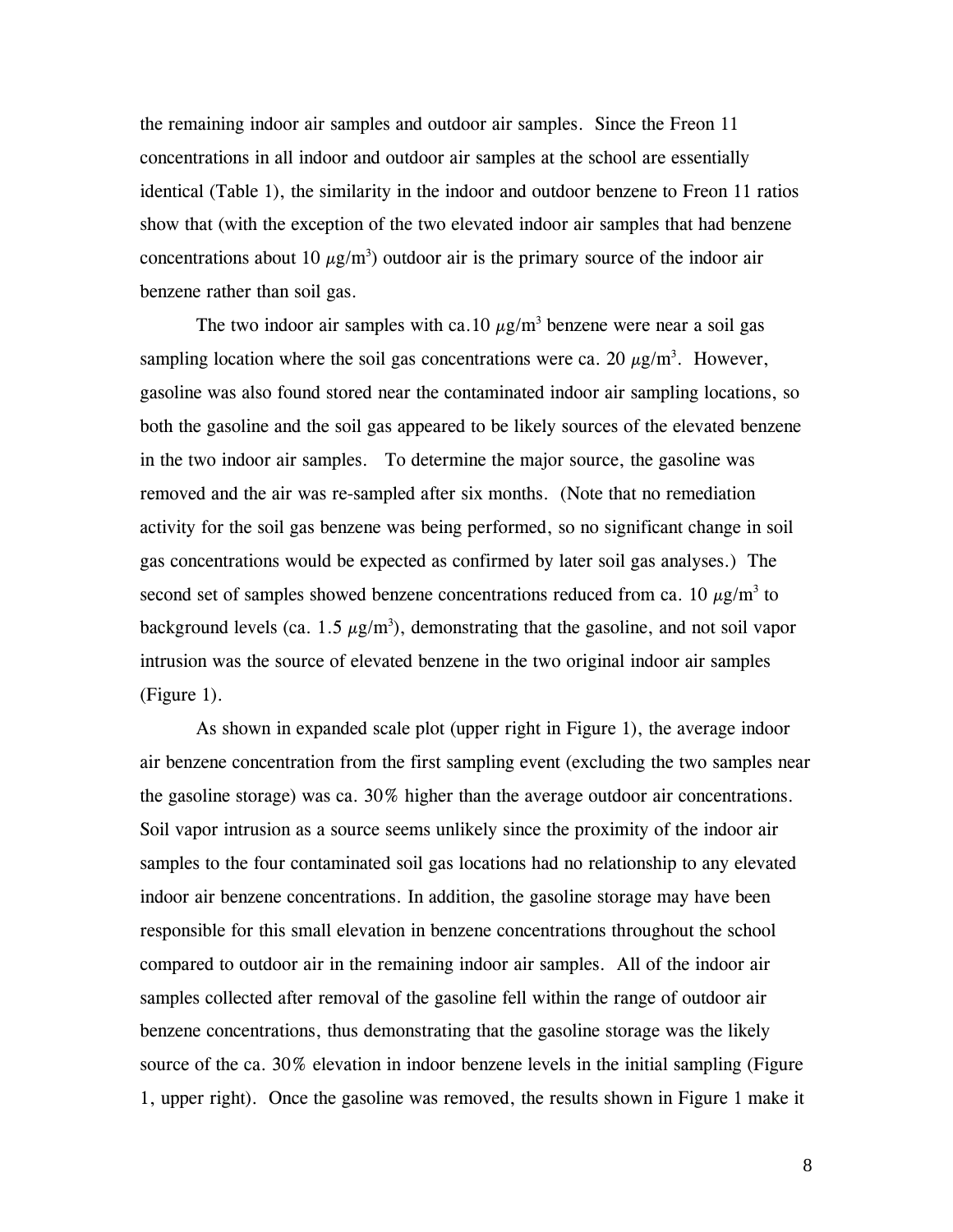the remaining indoor air samples and outdoor air samples. Since the Freon 11 concentrations in all indoor and outdoor air samples at the school are essentially identical (Table 1), the similarity in the indoor and outdoor benzene to Freon 11 ratios show that (with the exception of the two elevated indoor air samples that had benzene concentrations about 10 $\mu g/m^3$) outdoor air is the primary source of the indoor air benzene rather than soil gas.

The two indoor air samples with ca.10 $\mu g/m^3$ benzene were near a soil gas sampling location where the soil gas concentrations were ca. 20 $\mu g/m^3$. However, gasoline was also found stored near the contaminated indoor air sampling locations, so both the gasoline and the soil gas appeared to be likely sources of the elevated benzene in the two indoor air samples. To determine the major source, the gasoline was removed and the air was re-sampled after six months. (Note that no remediation activity for the soil gas benzene was being performed, so no significant change in soil gas concentrations would be expected as confirmed by later soil gas analyses.) The second set of samples showed benzene concentrations reduced from ca. 10 $\mu g/m^3$ to background levels (ca. 1.5 $\mu g/m^3$), demonstrating that the gasoline, and not soil vapor intrusion was the source of elevated benzene in the two original indoor air samples (Figure 1).

As shown in expanded scale plot (upper right in Figure 1), the average indoor air benzene concentration from the first sampling event (excluding the two samples near the gasoline storage) was ca. 30% higher than the average outdoor air concentrations. Soil vapor intrusion as a source seems unlikely since the proximity of the indoor air samples to the four contaminated soil gas locations had no relationship to any elevated indoor air benzene concentrations. In addition, the gasoline storage may have been responsible for this small elevation in benzene concentrations throughout the school compared to outdoor air in the remaining indoor air samples. All of the indoor air samples collected after removal of the gasoline fell within the range of outdoor air benzene concentrations, thus demonstrating that the gasoline storage was the likely source of the ca. 30% elevation in indoor benzene levels in the initial sampling (Figure 1, upper right). Once the gasoline was removed, the results shown in Figure 1 make it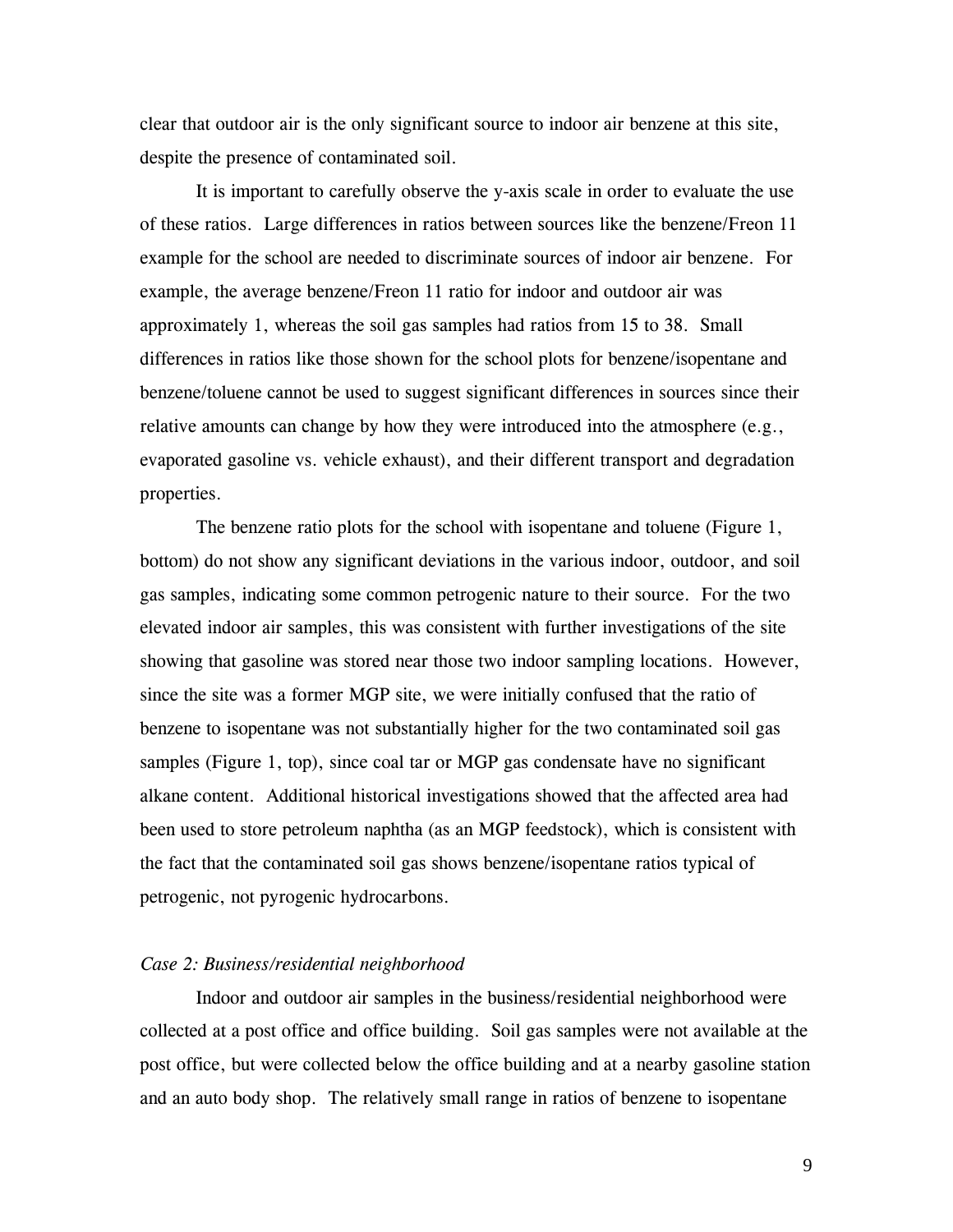clear that outdoor air is the only significant source to indoor air benzene at this site, despite the presence of contaminated soil.

It is important to carefully observe the y-axis scale in order to evaluate the use of these ratios. Large differences in ratios between sources like the benzene/Freon 11 example for the school are needed to discriminate sources of indoor air benzene. For example, the average benzene/Freon 11 ratio for indoor and outdoor air was approximately 1, whereas the soil gas samples had ratios from 15 to 38. Small differences in ratios like those shown for the school plots for benzene/isopentane and benzene/toluene cannot be used to suggest significant differences in sources since their relative amounts can change by how they were introduced into the atmosphere (e.g., evaporated gasoline vs. vehicle exhaust), and their different transport and degradation properties.

The benzene ratio plots for the school with isopentane and toluene (Figure 1, bottom) do not show any significant deviations in the various indoor, outdoor, and soil gas samples, indicating some common petrogenic nature to their source. For the two elevated indoor air samples, this was consistent with further investigations of the site showing that gasoline was stored near those two indoor sampling locations. However, since the site was a former MGP site, we were initially confused that the ratio of benzene to isopentane was not substantially higher for the two contaminated soil gas samples (Figure 1, top), since coal tar or MGP gas condensate have no significant alkane content. Additional historical investigations showed that the affected area had been used to store petroleum naphtha (as an MGP feedstock), which is consistent with the fact that the contaminated soil gas shows benzene/isopentane ratios typical of petrogenic, not pyrogenic hydrocarbons.

*Case 2: Business/residential neighborhood*

Indoor and outdoor air samples in the business/residential neighborhood were collected at a post office and office building. Soil gas samples were not available at the post office, but were collected below the office building and at a nearby gasoline station and an auto body shop. The relatively small range in ratios of benzene to isopentane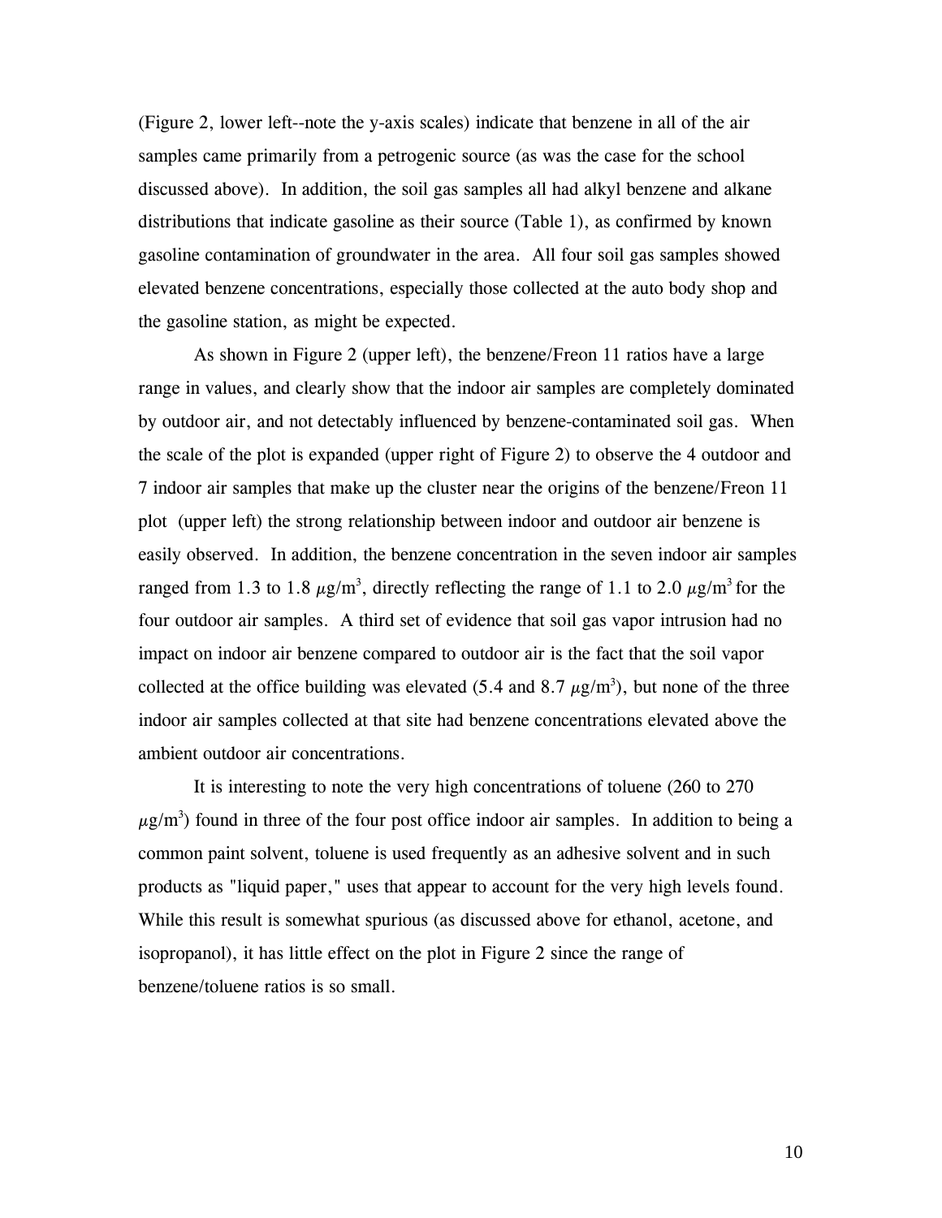(Figure 2, lower left--note the y-axis scales) indicate that benzene in all of the air samples came primarily from a petrogenic source (as was the case for the school discussed above). In addition, the soil gas samples all had alkyl benzene and alkane distributions that indicate gasoline as their source (Table 1), as confirmed by known gasoline contamination of groundwater in the area. All four soil gas samples showed elevated benzene concentrations, especially those collected at the auto body shop and the gasoline station, as might be expected.

As shown in Figure 2 (upper left), the benzene/Freon 11 ratios have a large range in values, and clearly show that the indoor air samples are completely dominated by outdoor air, and not detectably influenced by benzene-contaminated soil gas. When the scale of the plot is expanded (upper right of Figure 2) to observe the 4 outdoor and 7 indoor air samples that make up the cluster near the origins of the benzene/Freon 11 plot (upper left) the strong relationship between indoor and outdoor air benzene is easily observed. In addition, the benzene concentration in the seven indoor air samples ranged from 1.3 to 1.8 $\mu g/m^3$, directly reflecting the range of 1.1 to 2.0 $\mu g/m^3$ for the four outdoor air samples. A third set of evidence that soil gas vapor intrusion had no impact on indoor air benzene compared to outdoor air is the fact that the soil vapor collected at the office building was elevated (5.4 and 8.7 $\mu g/m^3$), but none of the three indoor air samples collected at that site had benzene concentrations elevated above the ambient outdoor air concentrations.

It is interesting to note the very high concentrations of toluene (260 to 270 $\mu g/m^3$) found in three of the four post office indoor air samples. In addition to being a common paint solvent, toluene is used frequently as an adhesive solvent and in such products as "liquid paper," uses that appear to account for the very high levels found. While this result is somewhat spurious (as discussed above for ethanol, acetone, and isopropanol), it has little effect on the plot in Figure 2 since the range of benzene/toluene ratios is so small.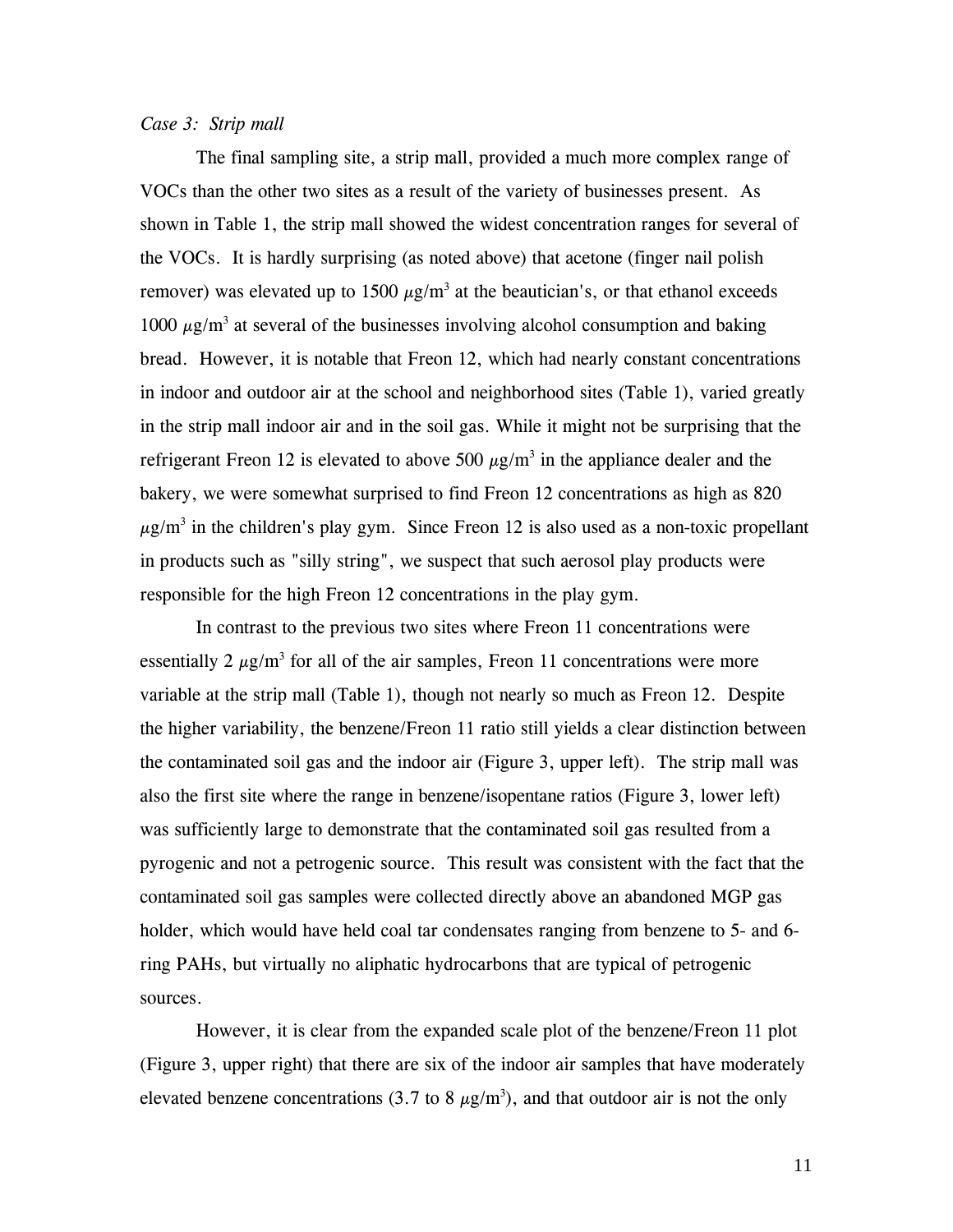*Case 3: Strip mall*

The final sampling site, a strip mall, provided a much more complex range of VOCs than the other two sites as a result of the variety of businesses present. As shown in Table 1, the strip mall showed the widest concentration ranges for several of the VOCs. It is hardly surprising (as noted above) that acetone (finger nail polish remover) was elevated up to 1500 $\mu g/m^3$ at the beautician's, or that ethanol exceeds 1000 $\mu g/m^3$ at several of the businesses involving alcohol consumption and baking bread. However, it is notable that Freon 12, which had nearly constant concentrations in indoor and outdoor air at the school and neighborhood sites (Table 1), varied greatly in the strip mall indoor air and in the soil gas. While it might not be surprising that the refrigerant Freon 12 is elevated to above 500 $\mu g/m^3$ in the appliance dealer and the bakery, we were somewhat surprised to find Freon 12 concentrations as high as 820 $\mu g/m^3$ in the children's play gym. Since Freon 12 is also used as a non-toxic propellant in products such as "silly string", we suspect that such aerosol play products were responsible for the high Freon 12 concentrations in the play gym.

In contrast to the previous two sites where Freon 11 concentrations were essentially 2 $\mu g/m^3$ for all of the air samples, Freon 11 concentrations were more variable at the strip mall (Table 1), though not nearly so much as Freon 12. Despite the higher variability, the benzene/Freon 11 ratio still yields a clear distinction between the contaminated soil gas and the indoor air (Figure 3, upper left). The strip mall was also the first site where the range in benzene/isopentane ratios (Figure 3, lower left) was sufficiently large to demonstrate that the contaminated soil gas resulted from a pyrogenic and not a petrogenic source. This result was consistent with the fact that the contaminated soil gas samples were collected directly above an abandoned MGP gas holder, which would have held coal tar condensates ranging from benzene to 5- and 6-ring PAHs, but virtually no aliphatic hydrocarbons that are typical of petrogenic sources.

However, it is clear from the expanded scale plot of the benzene/Freon 11 plot (Figure 3, upper right) that there are six of the indoor air samples that have moderately elevated benzene concentrations (3.7 to 8 $\mu g/m^3$), and that outdoor air is not the only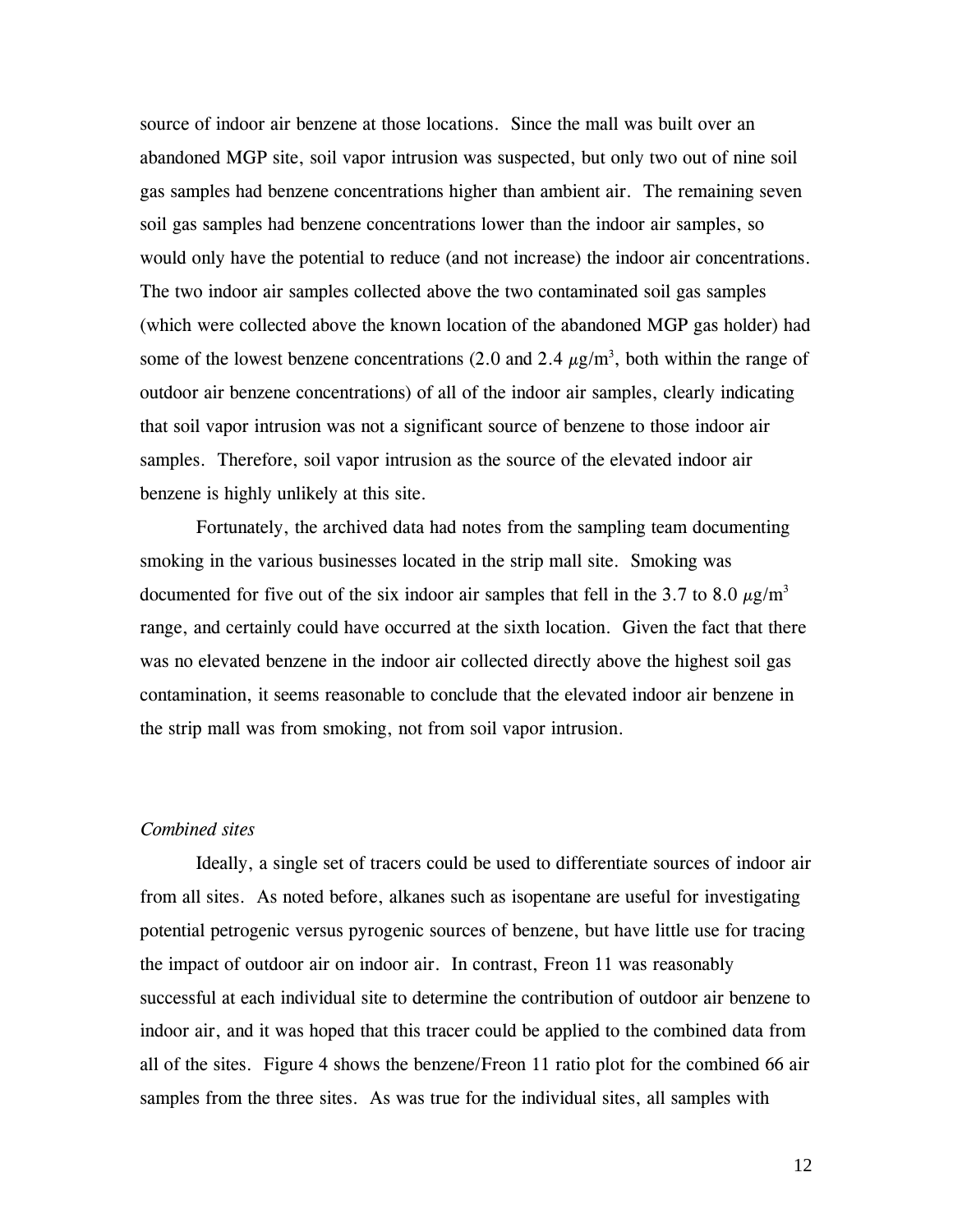source of indoor air benzene at those locations. Since the mall was built over an abandoned MGP site, soil vapor intrusion was suspected, but only two out of nine soil gas samples had benzene concentrations higher than ambient air. The remaining seven soil gas samples had benzene concentrations lower than the indoor air samples, so would only have the potential to reduce (and not increase) the indoor air concentrations. The two indoor air samples collected above the two contaminated soil gas samples (which were collected above the known location of the abandoned MGP gas holder) had some of the lowest benzene concentrations (2.0 and 2.4 $\mu g/m^3$, both within the range of outdoor air benzene concentrations) of all of the indoor air samples, clearly indicating that soil vapor intrusion was not a significant source of benzene to those indoor air samples. Therefore, soil vapor intrusion as the source of the elevated indoor air benzene is highly unlikely at this site.

Fortunately, the archived data had notes from the sampling team documenting smoking in the various businesses located in the strip mall site. Smoking was documented for five out of the six indoor air samples that fell in the 3.7 to 8.0 $\mu g/m^3$ range, and certainly could have occurred at the sixth location. Given the fact that there was no elevated benzene in the indoor air collected directly above the highest soil gas contamination, it seems reasonable to conclude that the elevated indoor air benzene in the strip mall was from smoking, not from soil vapor intrusion.

*Combined sites*

Ideally, a single set of tracers could be used to differentiate sources of indoor air from all sites. As noted before, alkanes such as isopentane are useful for investigating potential petrogenic versus pyrogenic sources of benzene, but have little use for tracing the impact of outdoor air on indoor air. In contrast, Freon 11 was reasonably successful at each individual site to determine the contribution of outdoor air benzene to indoor air, and it was hoped that this tracer could be applied to the combined data from all of the sites. Figure 4 shows the benzene/Freon 11 ratio plot for the combined 66 air samples from the three sites. As was true for the individual sites, all samples with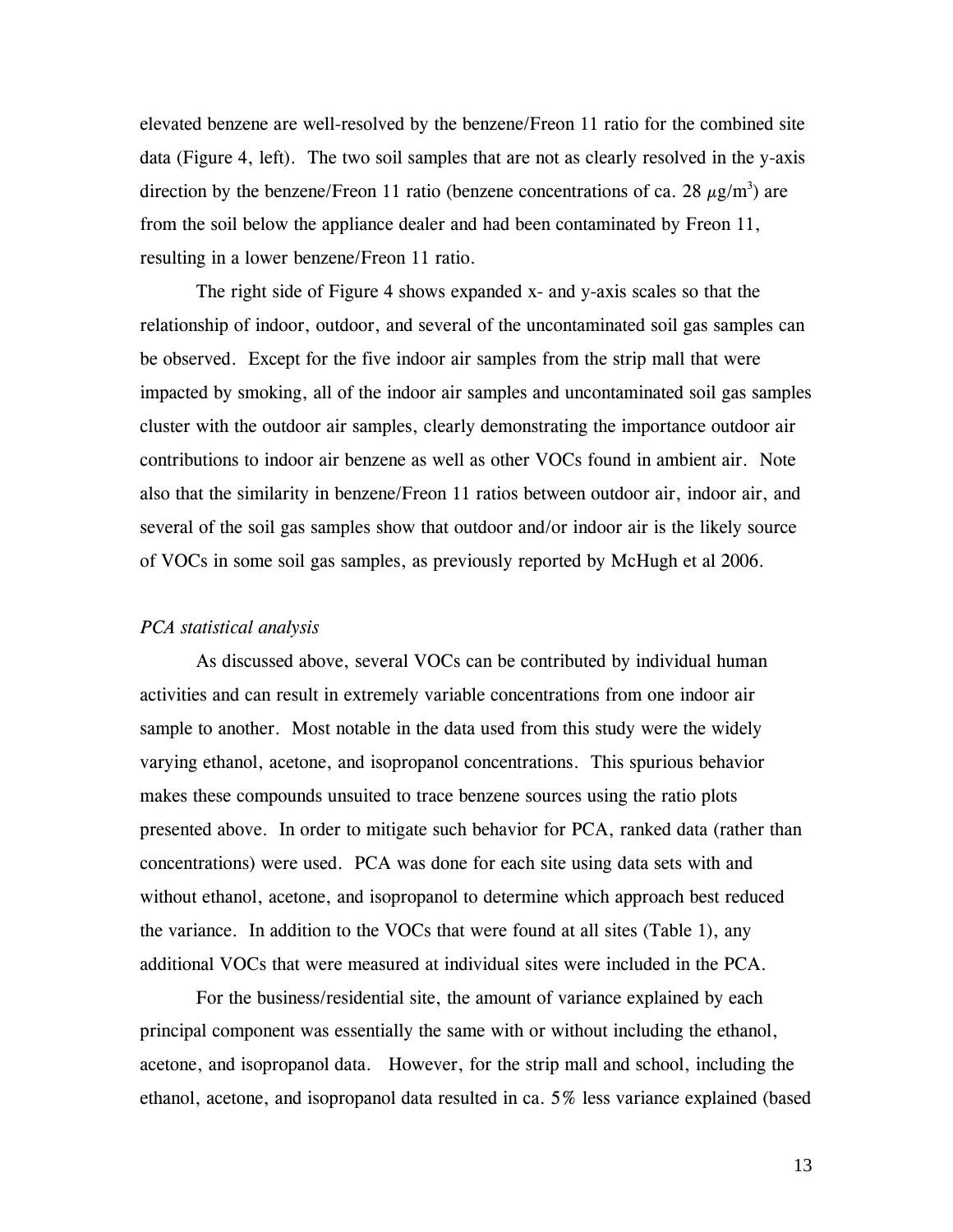elevated benzene are well-resolved by the benzene/Freon 11 ratio for the combined site data (Figure 4, left). The two soil samples that are not as clearly resolved in the y-axis direction by the benzene/Freon 11 ratio (benzene concentrations of ca. 28 $\mu$g/m$^3$) are from the soil below the appliance dealer and had been contaminated by Freon 11, resulting in a lower benzene/Freon 11 ratio.

The right side of Figure 4 shows expanded x- and y-axis scales so that the relationship of indoor, outdoor, and several of the uncontaminated soil gas samples can be observed. Except for the five indoor air samples from the strip mall that were impacted by smoking, all of the indoor air samples and uncontaminated soil gas samples cluster with the outdoor air samples, clearly demonstrating the importance outdoor air contributions to indoor air benzene as well as other VOCs found in ambient air. Note also that the similarity in benzene/Freon 11 ratios between outdoor air, indoor air, and several of the soil gas samples show that outdoor and/or indoor air is the likely source of VOCs in some soil gas samples, as previously reported by McHugh et al 2006.

*PCA statistical analysis*

As discussed above, several VOCs can be contributed by individual human activities and can result in extremely variable concentrations from one indoor air sample to another. Most notable in the data used from this study were the widely varying ethanol, acetone, and isopropanol concentrations. This spurious behavior makes these compounds unsuited to trace benzene sources using the ratio plots presented above. In order to mitigate such behavior for PCA, ranked data (rather than concentrations) were used. PCA was done for each site using data sets with and without ethanol, acetone, and isopropanol to determine which approach best reduced the variance. In addition to the VOCs that were found at all sites (Table 1), any additional VOCs that were measured at individual sites were included in the PCA.

For the business/residential site, the amount of variance explained by each principal component was essentially the same with or without including the ethanol, acetone, and isopropanol data. However, for the strip mall and school, including the ethanol, acetone, and isopropanol data resulted in ca. 5% less variance explained (based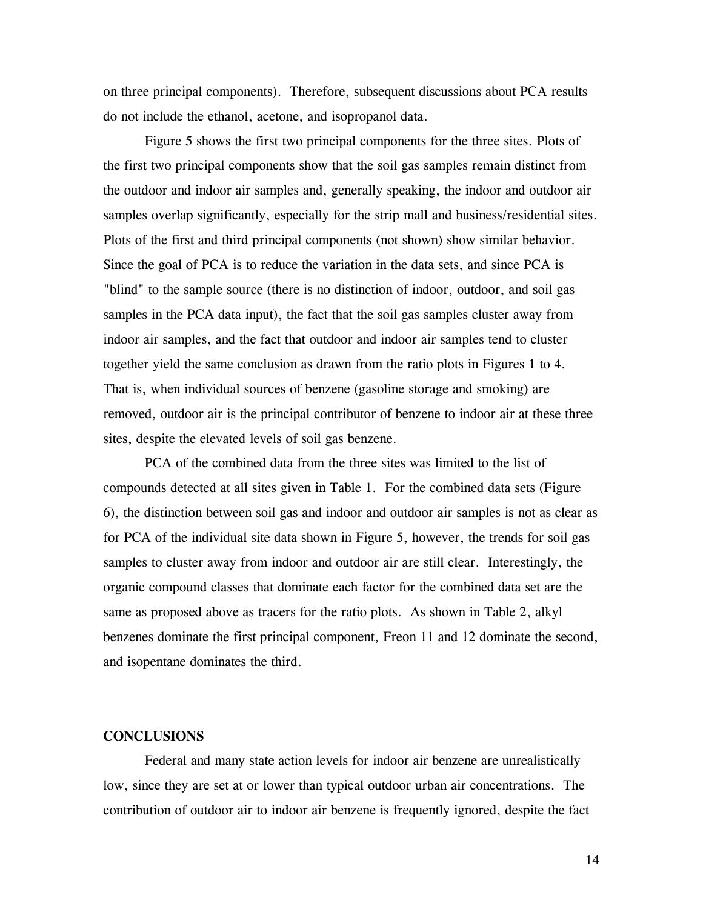on three principal components). Therefore, subsequent discussions about PCA results do not include the ethanol, acetone, and isopropanol data.

Figure 5 shows the first two principal components for the three sites. Plots of the first two principal components show that the soil gas samples remain distinct from the outdoor and indoor air samples and, generally speaking, the indoor and outdoor air samples overlap significantly, especially for the strip mall and business/residential sites. Plots of the first and third principal components (not shown) show similar behavior. Since the goal of PCA is to reduce the variation in the data sets, and since PCA is "blind" to the sample source (there is no distinction of indoor, outdoor, and soil gas samples in the PCA data input), the fact that the soil gas samples cluster away from indoor air samples, and the fact that outdoor and indoor air samples tend to cluster together yield the same conclusion as drawn from the ratio plots in Figures 1 to 4. That is, when individual sources of benzene (gasoline storage and smoking) are removed, outdoor air is the principal contributor of benzene to indoor air at these three sites, despite the elevated levels of soil gas benzene.

PCA of the combined data from the three sites was limited to the list of compounds detected at all sites given in Table 1. For the combined data sets (Figure 6), the distinction between soil gas and indoor and outdoor air samples is not as clear as for PCA of the individual site data shown in Figure 5, however, the trends for soil gas samples to cluster away from indoor and outdoor air are still clear. Interestingly, the organic compound classes that dominate each factor for the combined data set are the same as proposed above as tracers for the ratio plots. As shown in Table 2, alkyl benzenes dominate the first principal component, Freon 11 and 12 dominate the second, and isopentane dominates the third.

## CONCLUSIONS

Federal and many state action levels for indoor air benzene are unrealistically low, since they are set at or lower than typical outdoor urban air concentrations. The contribution of outdoor air to indoor air benzene is frequently ignored, despite the fact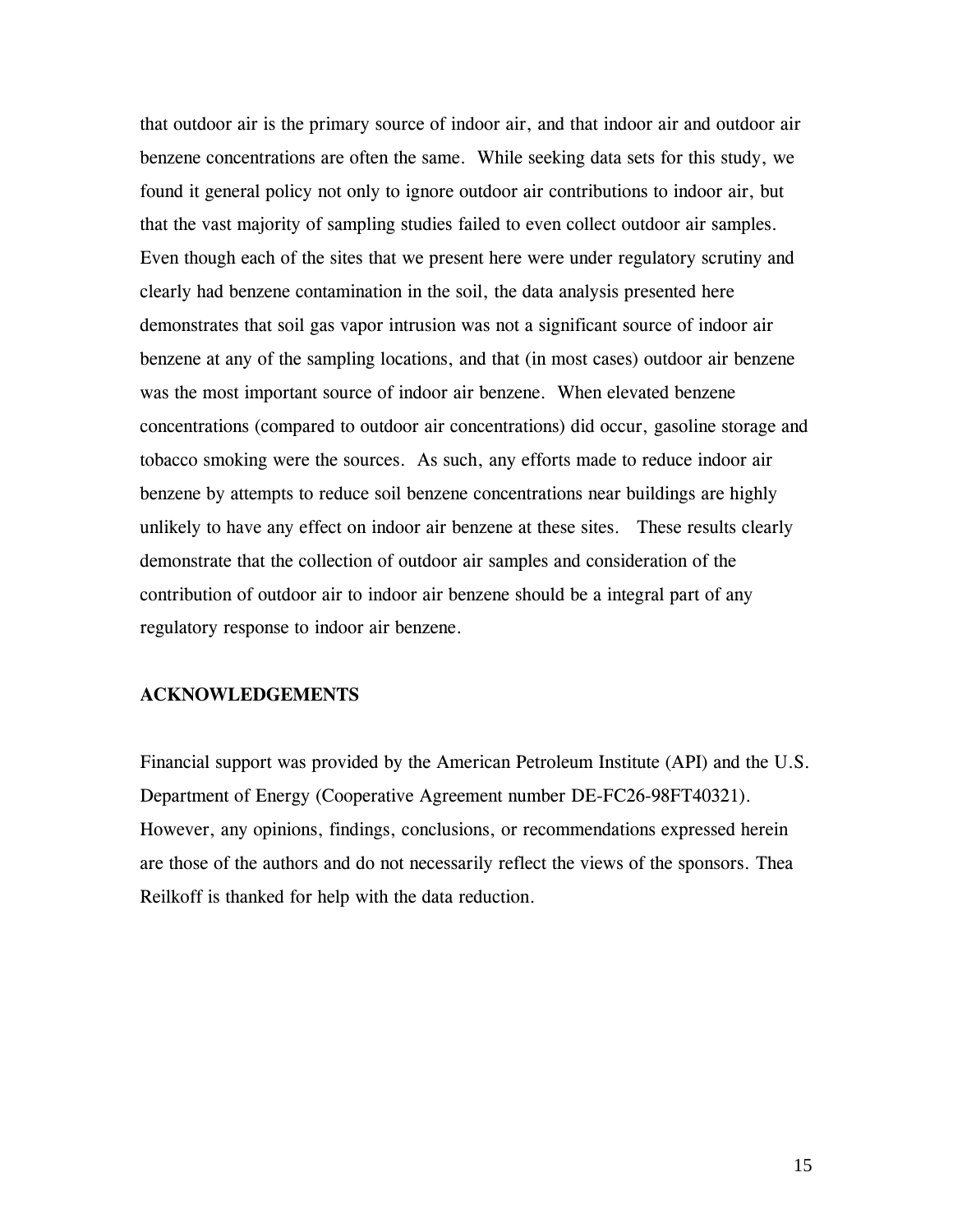that outdoor air is the primary source of indoor air, and that indoor air and outdoor air benzene concentrations are often the same. While seeking data sets for this study, we found it general policy not only to ignore outdoor air contributions to indoor air, but that the vast majority of sampling studies failed to even collect outdoor air samples. Even though each of the sites that we present here were under regulatory scrutiny and clearly had benzene contamination in the soil, the data analysis presented here demonstrates that soil gas vapor intrusion was not a significant source of indoor air benzene at any of the sampling locations, and that (in most cases) outdoor air benzene was the most important source of indoor air benzene. When elevated benzene concentrations (compared to outdoor air concentrations) did occur, gasoline storage and tobacco smoking were the sources. As such, any efforts made to reduce indoor air benzene by attempts to reduce soil benzene concentrations near buildings are highly unlikely to have any effect on indoor air benzene at these sites. These results clearly demonstrate that the collection of outdoor air samples and consideration of the contribution of outdoor air to indoor air benzene should be a integral part of any regulatory response to indoor air benzene.

## ACKNOWLEDGEMENTS

Financial support was provided by the American Petroleum Institute (API) and the U.S. Department of Energy (Cooperative Agreement number DE-FC26-98FT40321). However, any opinions, findings, conclusions, or recommendations expressed herein are those of the authors and do not necessarily reflect the views of the sponsors. Thea Reilkoff is thanked for help with the data reduction.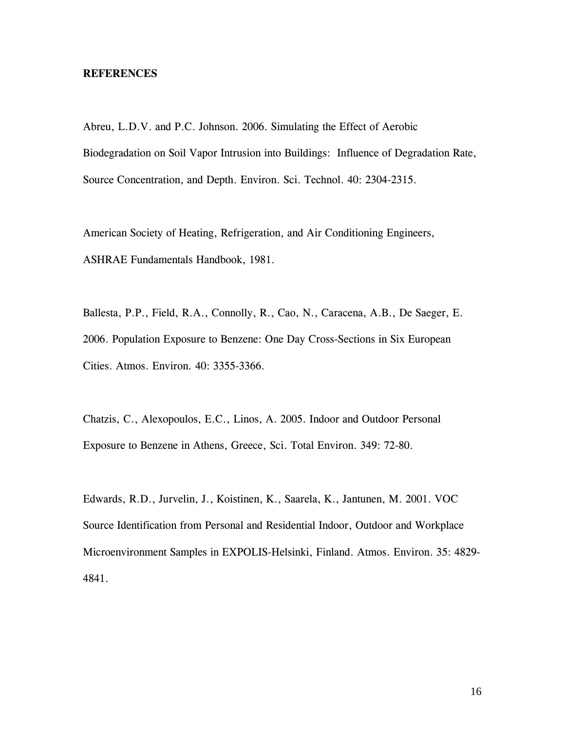**REFERENCES**

Abreu, L.D.V. and P.C. Johnson. 2006. Simulating the Effect of Aerobic Biodegradation on Soil Vapor Intrusion into Buildings: Influence of Degradation Rate, Source Concentration, and Depth. Environ. Sci. Technol. 40: 2304-2315.

American Society of Heating, Refrigeration, and Air Conditioning Engineers, ASHRAE Fundamentals Handbook, 1981.

Ballesta, P.P., Field, R.A., Connolly, R., Cao, N., Caracena, A.B., De Saeger, E. 2006. Population Exposure to Benzene: One Day Cross-Sections in Six European Cities. Atmos. Environ. 40: 3355-3366.

Chatzis, C., Alexopoulos, E.C., Linos, A. 2005. Indoor and Outdoor Personal Exposure to Benzene in Athens, Greece, Sci. Total Environ. 349: 72-80.

Edwards, R.D., Jurvelin, J., Koistinen, K., Saarela, K., Jantunen, M. 2001. VOC Source Identification from Personal and Residential Indoor, Outdoor and Workplace Microenvironment Samples in EXPOLIS-Helsinki, Finland. Atmos. Environ. 35: 4829-4841.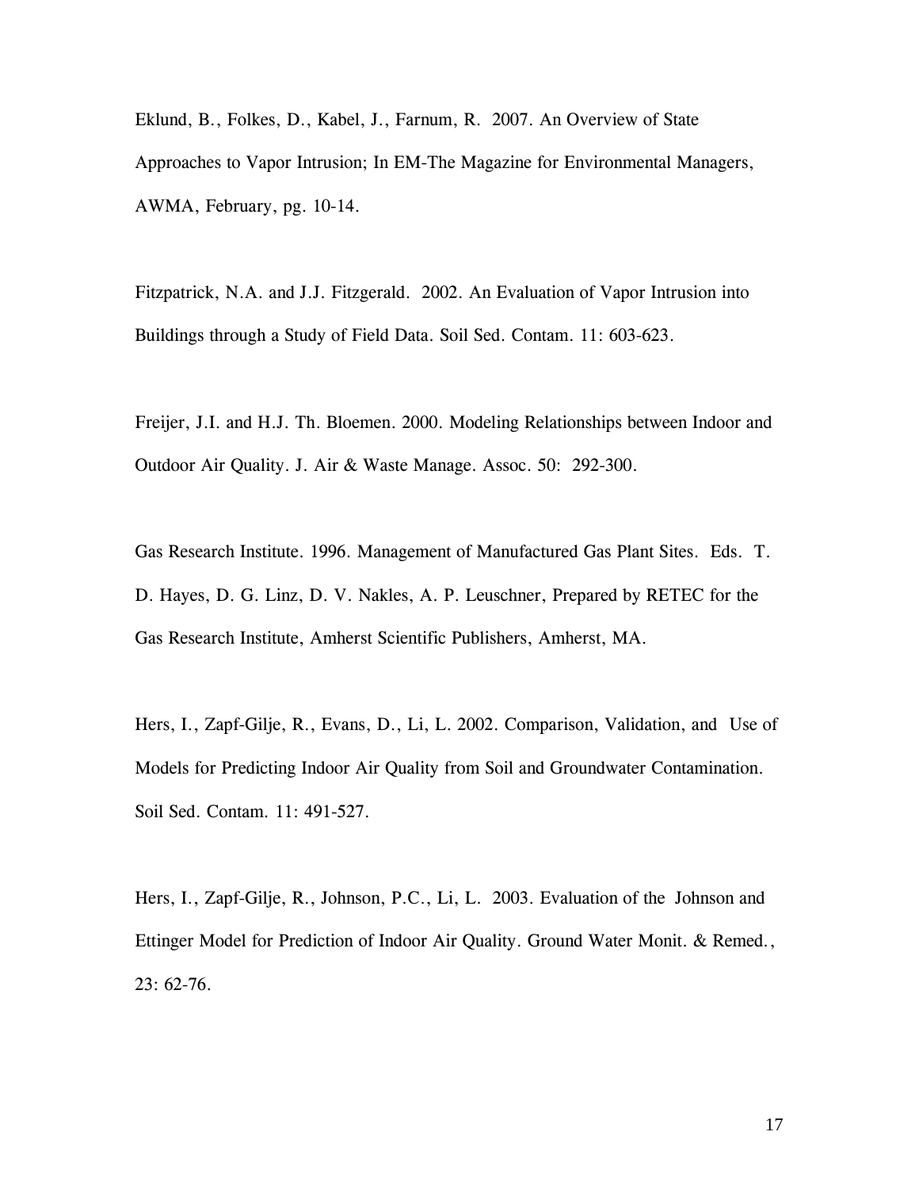Eklund, B., Folkes, D., Kabel, J., Farnum, R. 2007. An Overview of State Approaches to Vapor Intrusion; In EM-The Magazine for Environmental Managers, AWMA, February, pg. 10-14.

Fitzpatrick, N.A. and J.J. Fitzgerald. 2002. An Evaluation of Vapor Intrusion into Buildings through a Study of Field Data. Soil Sed. Contam. 11: 603-623.

Freijer, J.I. and H.J. Th. Bloemen. 2000. Modeling Relationships between Indoor and Outdoor Air Quality. J. Air & Waste Manage. Assoc. 50: 292-300.

Gas Research Institute. 1996. Management of Manufactured Gas Plant Sites. Eds. T. D. Hayes, D. G. Linz, D. V. Nakles, A. P. Leuschner, Prepared by RETEC for the Gas Research Institute, Amherst Scientific Publishers, Amherst, MA.

Hers, I., Zapf-Gilje, R., Evans, D., Li, L. 2002. Comparison, Validation, and Use of Models for Predicting Indoor Air Quality from Soil and Groundwater Contamination. Soil Sed. Contam. 11: 491-527.

Hers, I., Zapf-Gilje, R., Johnson, P.C., Li, L. 2003. Evaluation of the Johnson and Ettinger Model for Prediction of Indoor Air Quality. Ground Water Monit. & Remed., 23: 62-76.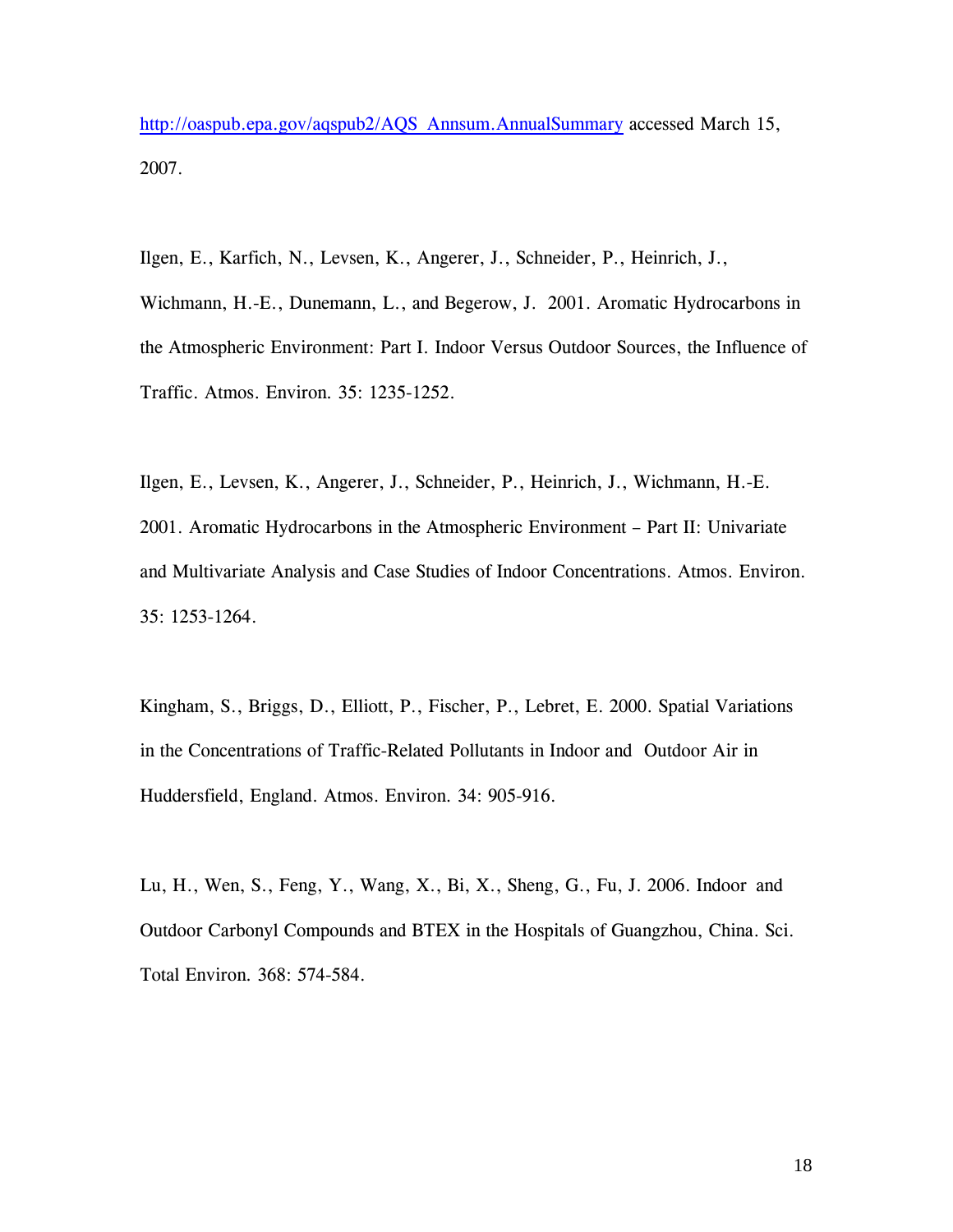http://oaspub.epa.gov/aqspub2/AQS_Annsum.AnnualSummary accessed March 15, 2007.

Ilgen, E., Karfich, N., Levsen, K., Angerer, J., Schneider, P., Heinrich, J., Wichmann, H.-E., Dunemann, L., and Begerow, J. 2001. Aromatic Hydrocarbons in the Atmospheric Environment: Part I. Indoor Versus Outdoor Sources, the Influence of Traffic. Atmos. Environ. 35: 1235-1252.

Ilgen, E., Levsen, K., Angerer, J., Schneider, P., Heinrich, J., Wichmann, H.-E. 2001. Aromatic Hydrocarbons in the Atmospheric Environment – Part II: Univariate and Multivariate Analysis and Case Studies of Indoor Concentrations. Atmos. Environ. 35: 1253-1264.

Kingham, S., Briggs, D., Elliott, P., Fischer, P., Lebret, E. 2000. Spatial Variations in the Concentrations of Traffic-Related Pollutants in Indoor and Outdoor Air in Huddersfield, England. Atmos. Environ. 34: 905-916.

Lu, H., Wen, S., Feng, Y., Wang, X., Bi, X., Sheng, G., Fu, J. 2006. Indoor and Outdoor Carbonyl Compounds and BTEX in the Hospitals of Guangzhou, China. Sci. Total Environ. 368: 574-584.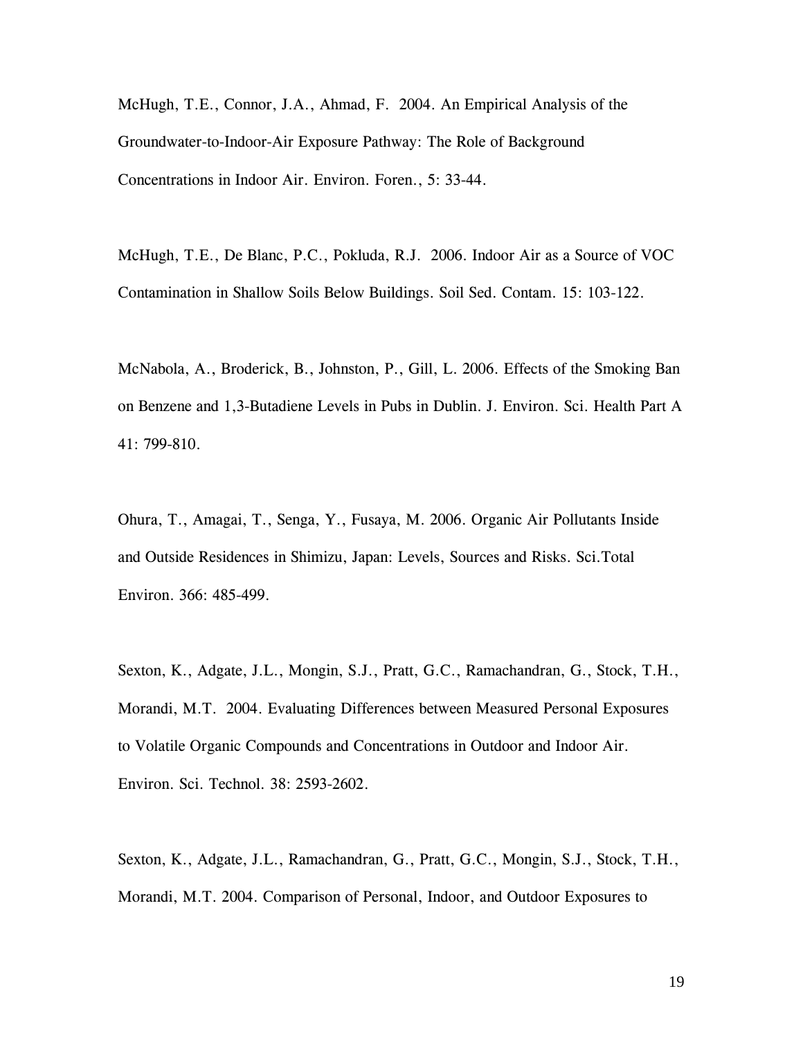McHugh, T.E., Connor, J.A., Ahmad, F. 2004. An Empirical Analysis of the Groundwater-to-Indoor-Air Exposure Pathway: The Role of Background Concentrations in Indoor Air. Environ. Foren., 5: 33-44.

McHugh, T.E., De Blanc, P.C., Pokluda, R.J. 2006. Indoor Air as a Source of VOC Contamination in Shallow Soils Below Buildings. Soil Sed. Contam. 15: 103-122.

McNabola, A., Broderick, B., Johnston, P., Gill, L. 2006. Effects of the Smoking Ban on Benzene and 1,3-Butadiene Levels in Pubs in Dublin. J. Environ. Sci. Health Part A 41: 799-810.

Ohura, T., Amagai, T., Senga, Y., Fusaya, M. 2006. Organic Air Pollutants Inside and Outside Residences in Shimizu, Japan: Levels, Sources and Risks. Sci.Total Environ. 366: 485-499.

Sexton, K., Adgate, J.L., Mongin, S.J., Pratt, G.C., Ramachandran, G., Stock, T.H., Morandi, M.T. 2004. Evaluating Differences between Measured Personal Exposures to Volatile Organic Compounds and Concentrations in Outdoor and Indoor Air. Environ. Sci. Technol. 38: 2593-2602.

Sexton, K., Adgate, J.L., Ramachandran, G., Pratt, G.C., Mongin, S.J., Stock, T.H., Morandi, M.T. 2004. Comparison of Personal, Indoor, and Outdoor Exposures to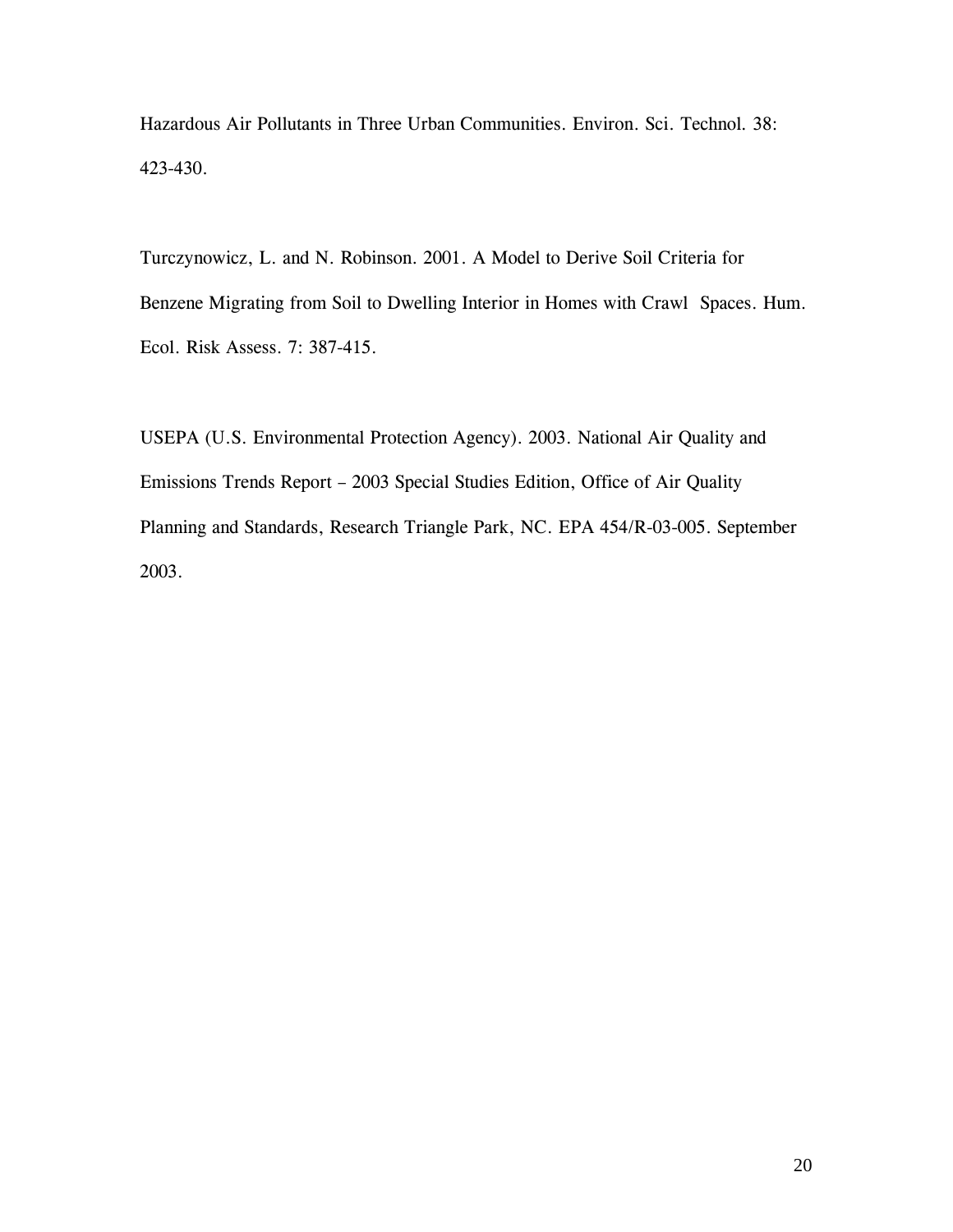Hazardous Air Pollutants in Three Urban Communities. Environ. Sci. Technol. 38: 423-430.

Turczynowicz, L. and N. Robinson. 2001. A Model to Derive Soil Criteria for Benzene Migrating from Soil to Dwelling Interior in Homes with Crawl Spaces. Hum. Ecol. Risk Assess. 7: 387-415.

USEPA (U.S. Environmental Protection Agency). 2003. National Air Quality and Emissions Trends Report – 2003 Special Studies Edition, Office of Air Quality Planning and Standards, Research Triangle Park, NC. EPA 454/R-03-005. September 2003.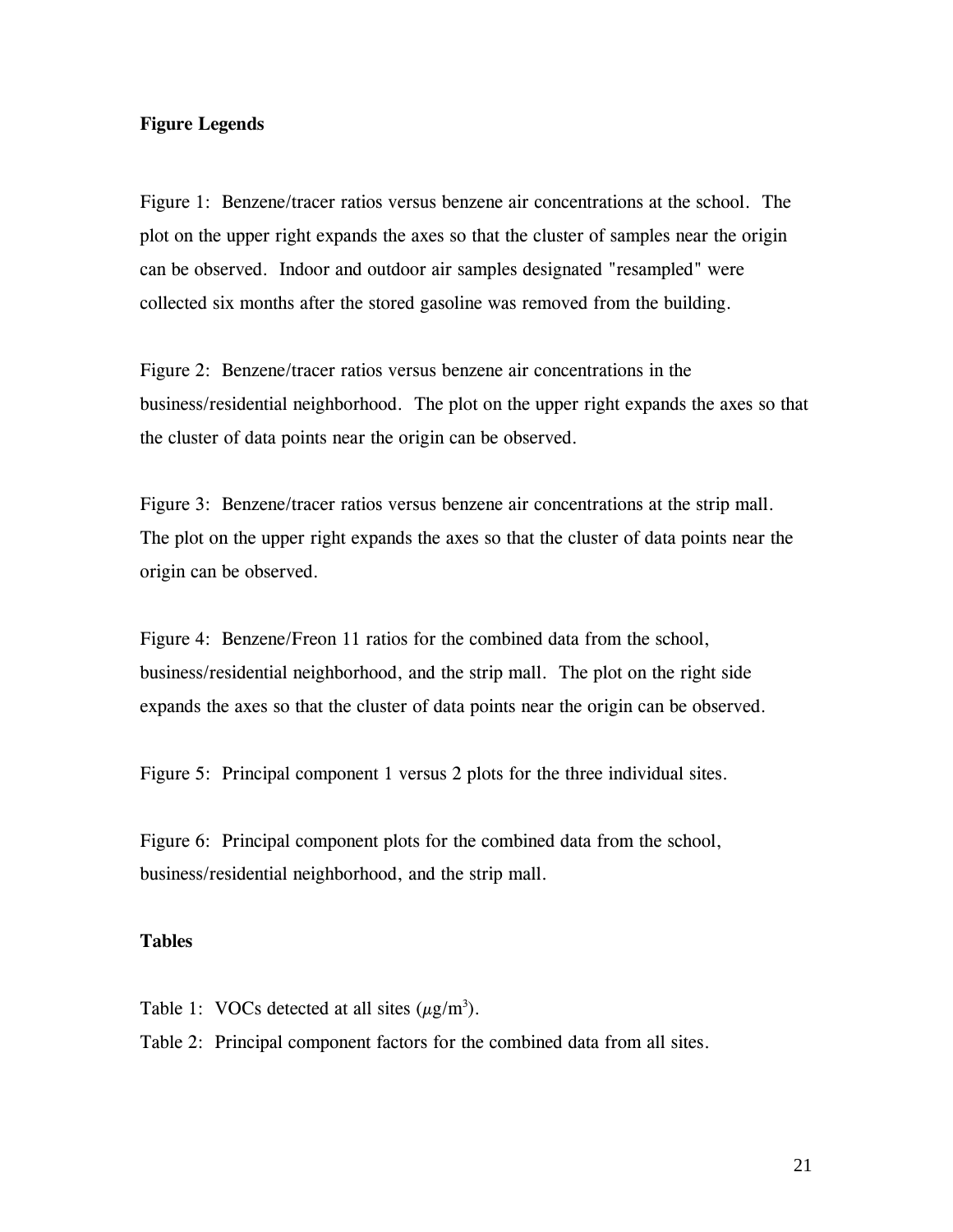**Figure Legends**

Figure 1: Benzene/tracer ratios versus benzene air concentrations at the school. The plot on the upper right expands the axes so that the cluster of samples near the origin can be observed. Indoor and outdoor air samples designated "resampled" were collected six months after the stored gasoline was removed from the building.

Figure 2: Benzene/tracer ratios versus benzene air concentrations in the business/residential neighborhood. The plot on the upper right expands the axes so that the cluster of data points near the origin can be observed.

Figure 3: Benzene/tracer ratios versus benzene air concentrations at the strip mall. The plot on the upper right expands the axes so that the cluster of data points near the origin can be observed.

Figure 4: Benzene/Freon 11 ratios for the combined data from the school, business/residential neighborhood, and the strip mall. The plot on the right side expands the axes so that the cluster of data points near the origin can be observed.

Figure 5: Principal component 1 versus 2 plots for the three individual sites.

Figure 6: Principal component plots for the combined data from the school, business/residential neighborhood, and the strip mall.

**Tables**

Table 1: VOCs detected at all sites ($\mu g/m^3$).

Table 2: Principal component factors for the combined data from all sites.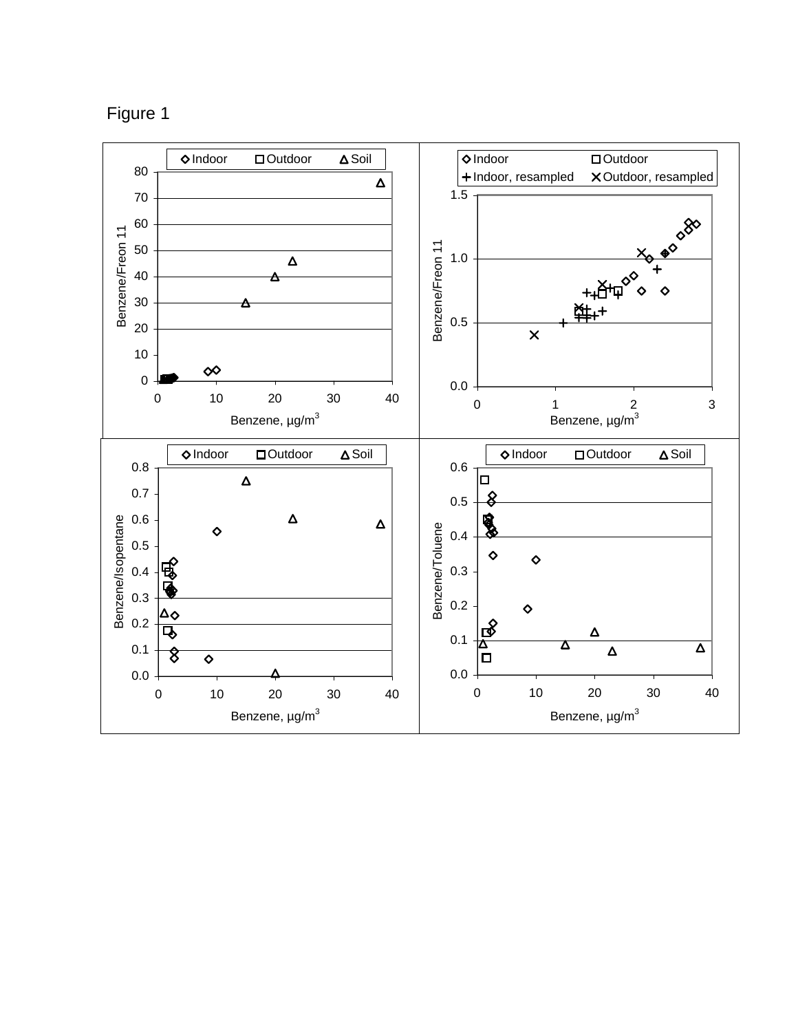Figure 1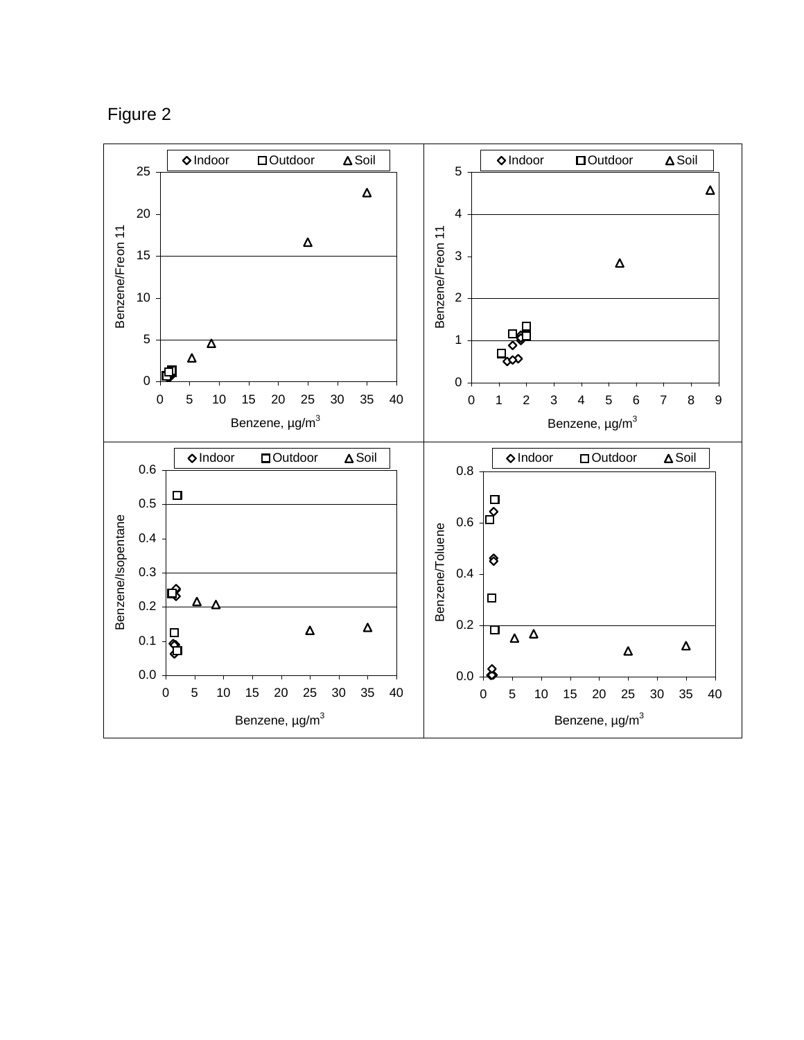Figure 2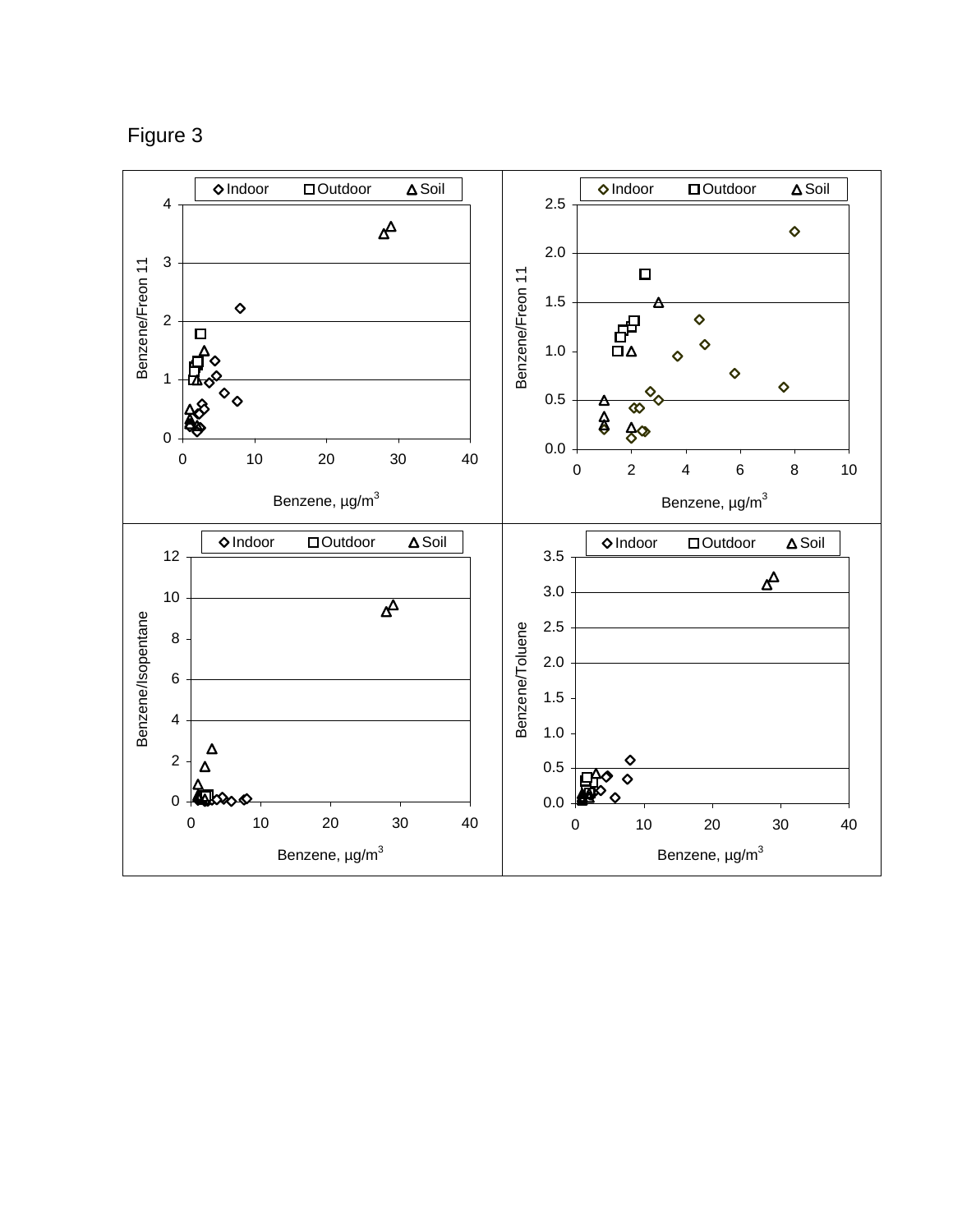Figure 3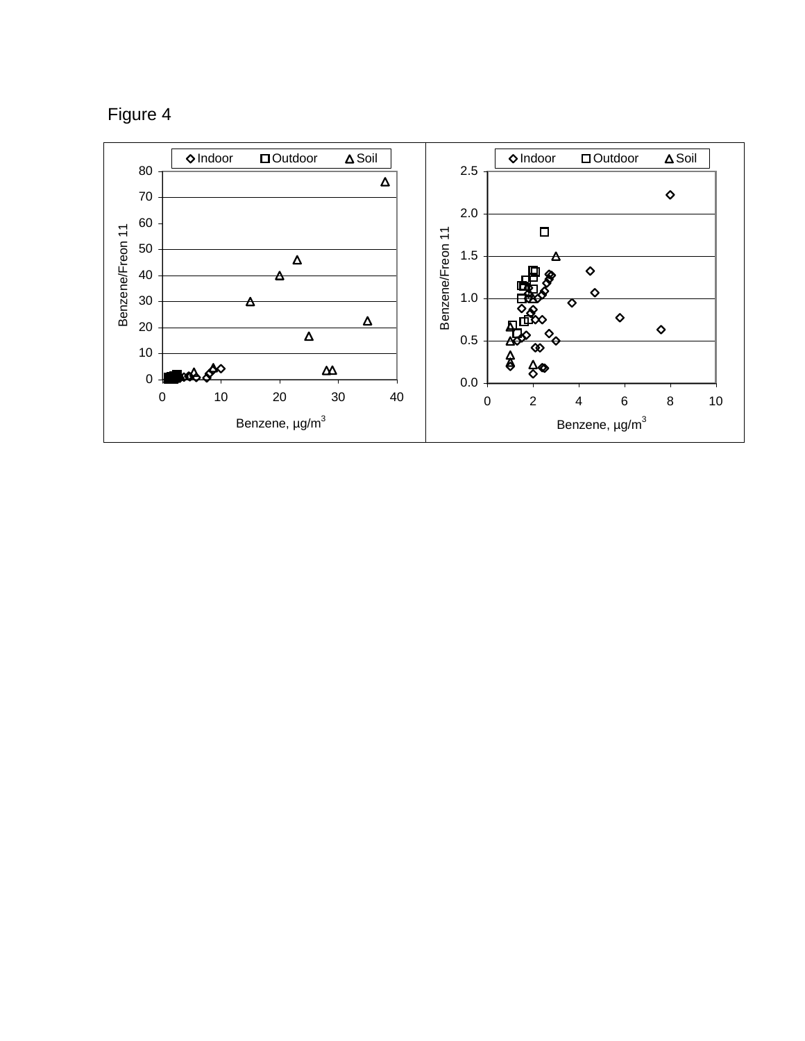Figure 4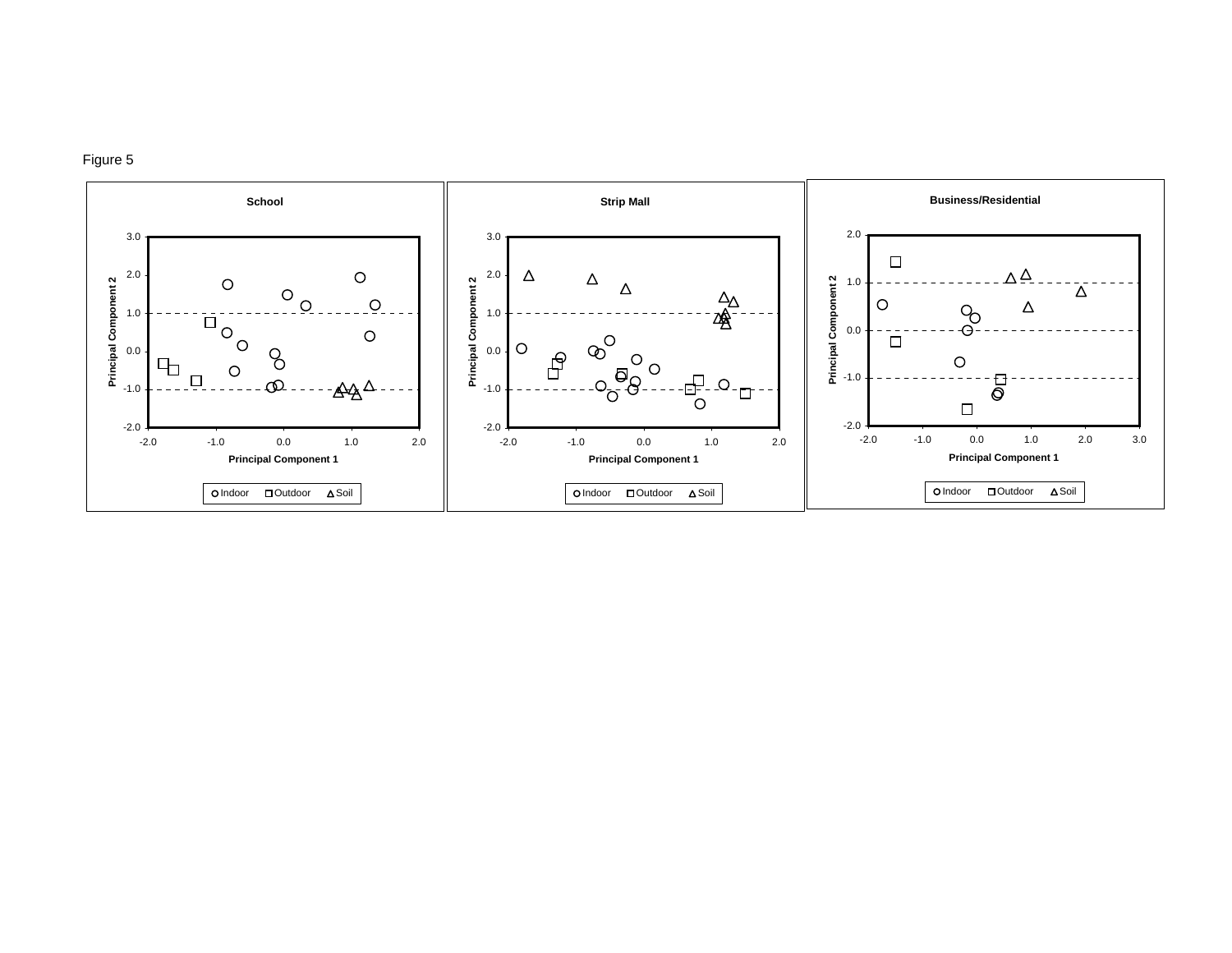Figure 5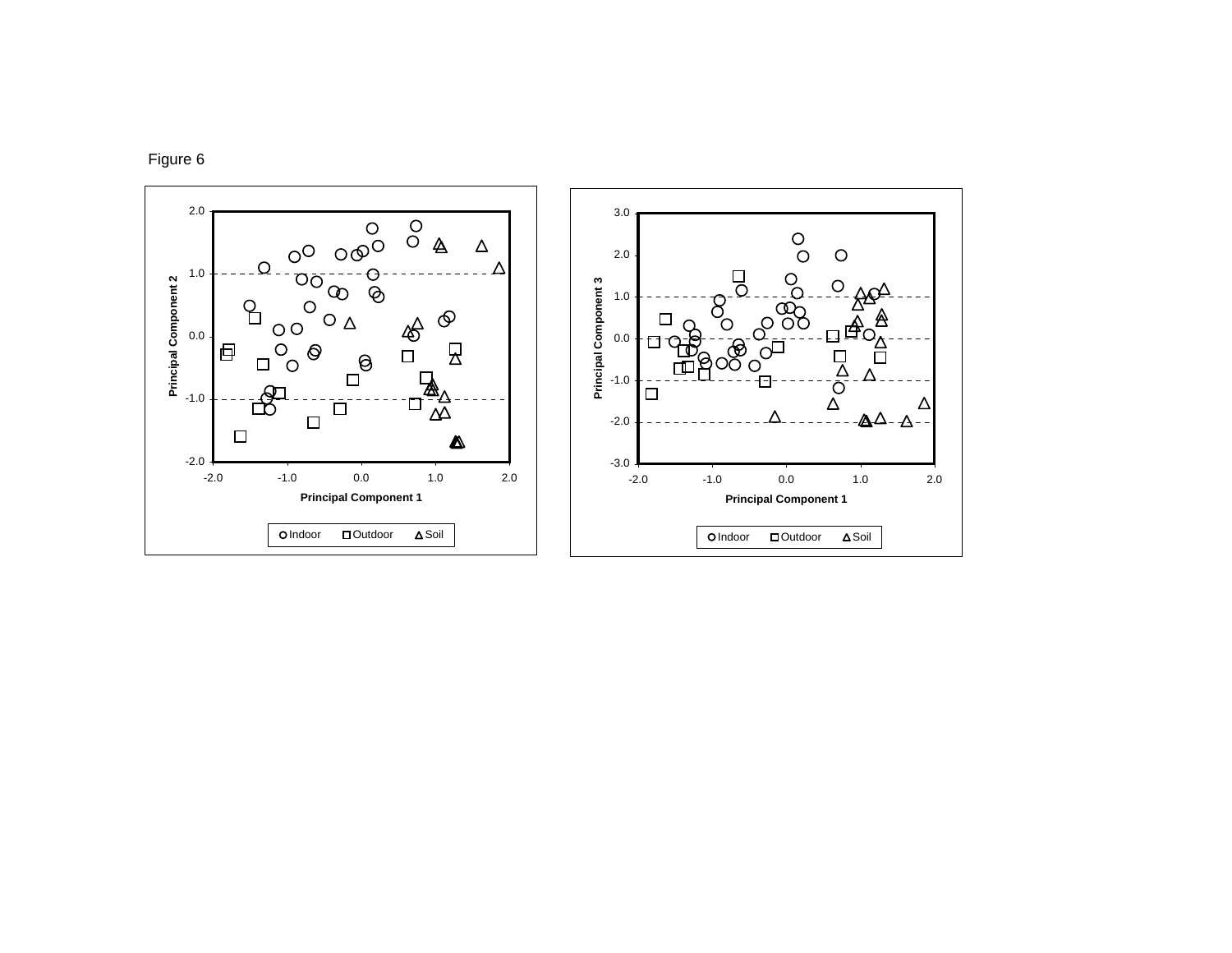Figure 6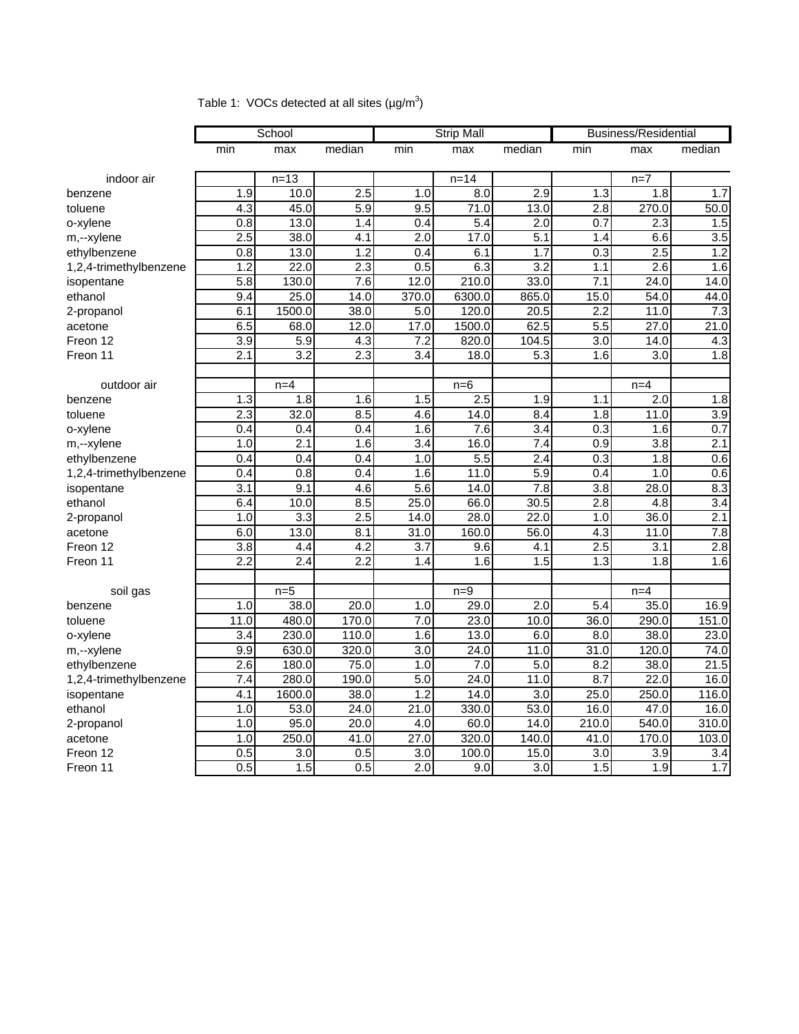Table 1: VOCs detected at all sites (µg/m$^3$)

| | School | | | Strip Mall | | | Business/Residential | | |
|---|---|---|---|---|---|---|---|---|---|
| | min | max | median | min | max | median | min | max | median |
| indoor air | | n=13 | | | n=14 | | | n=7 | |
| benzene | 1.9 | 10.0 | 2.5 | 1.0 | 8.0 | 2.9 | 1.3 | 1.8 | 1.7 |
| toluene | 4.3 | 45.0 | 5.9 | 9.5 | 71.0 | 13.0 | 2.8 | 270.0 | 50.0 |
| o-xylene | 0.8 | 13.0 | 1.4 | 0.4 | 5.4 | 2.0 | 0.7 | 2.3 | 1.5 |
| m,--xylene | 2.5 | 38.0 | 4.1 | 2.0 | 17.0 | 5.1 | 1.4 | 6.6 | 3.5 |
| ethylbenzene | 0.8 | 13.0 | 1.2 | 0.4 | 6.1 | 1.7 | 0.3 | 2.5 | 1.2 |
| 1,2,4-trimethylbenzene | 1.2 | 22.0 | 2.3 | 0.5 | 6.3 | 3.2 | 1.1 | 2.6 | 1.6 |
| isopentane | 5.8 | 130.0 | 7.6 | 12.0 | 210.0 | 33.0 | 7.1 | 24.0 | 14.0 |
| ethanol | 9.4 | 25.0 | 14.0 | 370.0 | 6300.0 | 865.0 | 15.0 | 54.0 | 44.0 |
| 2-propanol | 6.1 | 1500.0 | 38.0 | 5.0 | 120.0 | 20.5 | 2.2 | 11.0 | 7.3 |
| acetone | 6.5 | 68.0 | 12.0 | 17.0 | 1500.0 | 62.5 | 5.5 | 27.0 | 21.0 |
| Freon 12 | 3.9 | 5.9 | 4.3 | 7.2 | 820.0 | 104.5 | 3.0 | 14.0 | 4.3 |
| Freon 11 | 2.1 | 3.2 | 2.3 | 3.4 | 18.0 | 5.3 | 1.6 | 3.0 | 1.8 |
| | | | | | | | | | |
| outdoor air | | n=4 | | | n=6 | | | n=4 | |
| benzene | 1.3 | 1.8 | 1.6 | 1.5 | 2.5 | 1.9 | 1.1 | 2.0 | 1.8 |
| toluene | 2.3 | 32.0 | 8.5 | 4.6 | 14.0 | 8.4 | 1.8 | 11.0 | 3.9 |
| o-xylene | 0.4 | 0.4 | 0.4 | 1.6 | 7.6 | 3.4 | 0.3 | 1.6 | 0.7 |
| m,--xylene | 1.0 | 2.1 | 1.6 | 3.4 | 16.0 | 7.4 | 0.9 | 3.8 | 2.1 |
| ethylbenzene | 0.4 | 0.4 | 0.4 | 1.0 | 5.5 | 2.4 | 0.3 | 1.8 | 0.6 |
| 1,2,4-trimethylbenzene | 0.4 | 0.8 | 0.4 | 1.6 | 11.0 | 5.9 | 0.4 | 1.0 | 0.6 |
| isopentane | 3.1 | 9.1 | 4.6 | 5.6 | 14.0 | 7.8 | 3.8 | 28.0 | 8.3 |
| ethanol | 6.4 | 10.0 | 8.5 | 25.0 | 66.0 | 30.5 | 2.8 | 4.8 | 3.4 |
| 2-propanol | 1.0 | 3.3 | 2.5 | 14.0 | 28.0 | 22.0 | 1.0 | 36.0 | 2.1 |
| acetone | 6.0 | 13.0 | 8.1 | 31.0 | 160.0 | 56.0 | 4.3 | 11.0 | 7.8 |
| Freon 12 | 3.8 | 4.4 | 4.2 | 3.7 | 9.6 | 4.1 | 2.5 | 3.1 | 2.8 |
| Freon 11 | 2.2 | 2.4 | 2.2 | 1.4 | 1.6 | 1.5 | 1.3 | 1.8 | 1.6 |
| | | | | | | | | | |
| soil gas | | n=5 | | | n=9 | | | n=4 | |
| benzene | 1.0 | 38.0 | 20.0 | 1.0 | 29.0 | 2.0 | 5.4 | 35.0 | 16.9 |
| toluene | 11.0 | 480.0 | 170.0 | 7.0 | 23.0 | 10.0 | 36.0 | 290.0 | 151.0 |
| o-xylene | 3.4 | 230.0 | 110.0 | 1.6 | 13.0 | 6.0 | 8.0 | 38.0 | 23.0 |
| m,--xylene | 9.9 | 630.0 | 320.0 | 3.0 | 24.0 | 11.0 | 31.0 | 120.0 | 74.0 |
| ethylbenzene | 2.6 | 180.0 | 75.0 | 1.0 | 7.0 | 5.0 | 8.2 | 38.0 | 21.5 |
| 1,2,4-trimethylbenzene | 7.4 | 280.0 | 190.0 | 5.0 | 24.0 | 11.0 | 8.7 | 22.0 | 16.0 |
| isopentane | 4.1 | 1600.0 | 38.0 | 1.2 | 14.0 | 3.0 | 25.0 | 250.0 | 116.0 |
| ethanol | 1.0 | 53.0 | 24.0 | 21.0 | 330.0 | 53.0 | 16.0 | 47.0 | 16.0 |
| 2-propanol | 1.0 | 95.0 | 20.0 | 4.0 | 60.0 | 14.0 | 210.0 | 540.0 | 310.0 |
| acetone | 1.0 | 250.0 | 41.0 | 27.0 | 320.0 | 140.0 | 41.0 | 170.0 | 103.0 |
| Freon 12 | 0.5 | 3.0 | 0.5 | 3.0 | 100.0 | 15.0 | 3.0 | 3.9 | 3.4 |
| Freon 11 | 0.5 | 1.5 | 0.5 | 2.0 | 9.0 | 3.0 | 1.5 | 1.9 | 1.7 |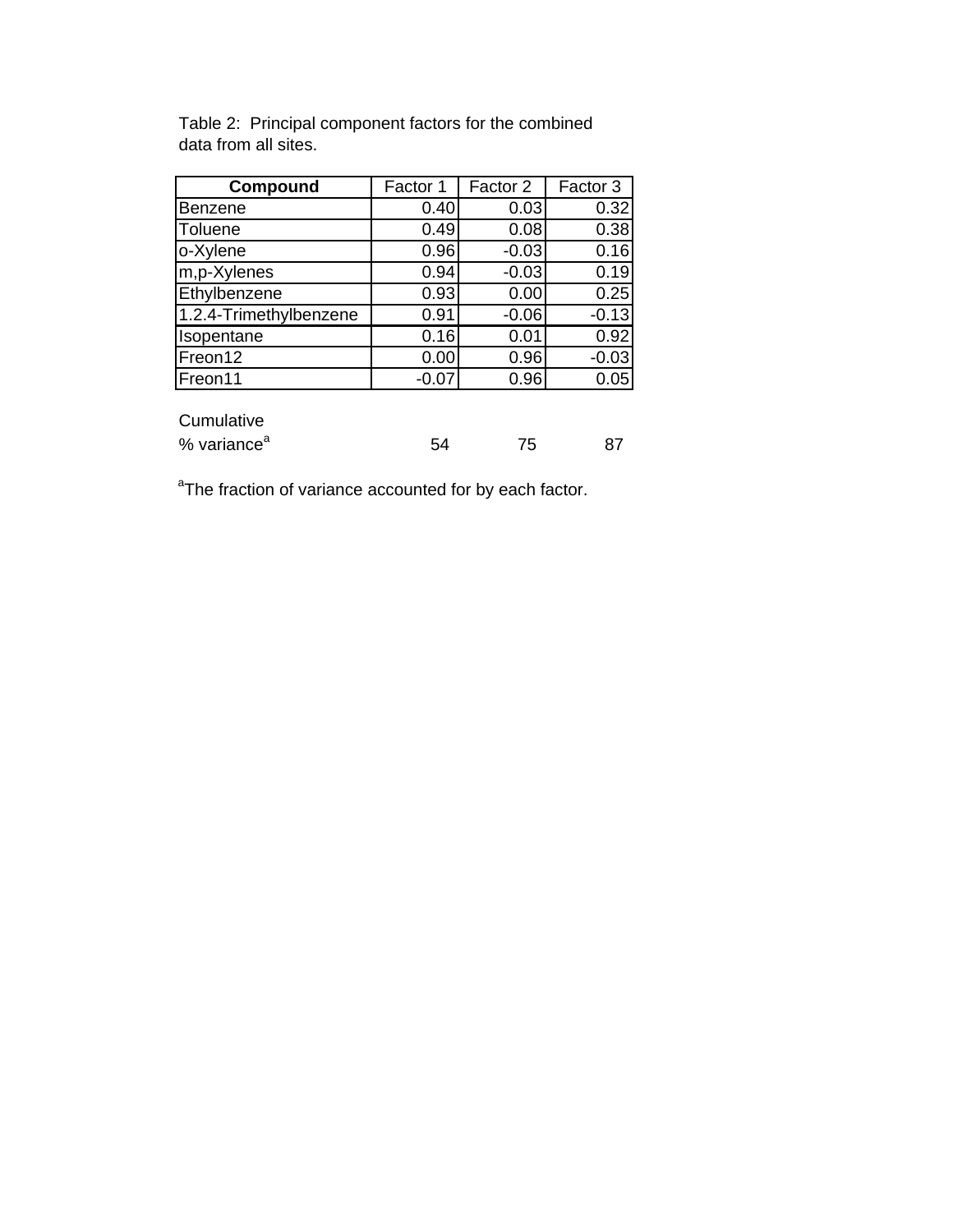Table 2: Principal component factors for the combined data from all sites.

| Compound | Factor 1 | Factor 2 | Factor 3 |
|---|---|---|---|
| Benzene | 0.40 | 0.03 | 0.32 |
| Toluene | 0.49 | 0.08 | 0.38 |
| o-Xylene | 0.96 | -0.03 | 0.16 |
| m,p-Xylenes | 0.94 | -0.03 | 0.19 |
| Ethylbenzene | 0.93 | 0.00 | 0.25 |
| 1.2.4-Trimethylbenzene | 0.91 | -0.06 | -0.13 |
| Isopentane | 0.16 | 0.01 | 0.92 |
| Freon12 | 0.00 | 0.96 | -0.03 |
| Freon11 | -0.07 | 0.96 | 0.05 |
| Cumulative % variance[a] | 54 | 75 | 87 |

[a]The fraction of variance accounted for by each factor.